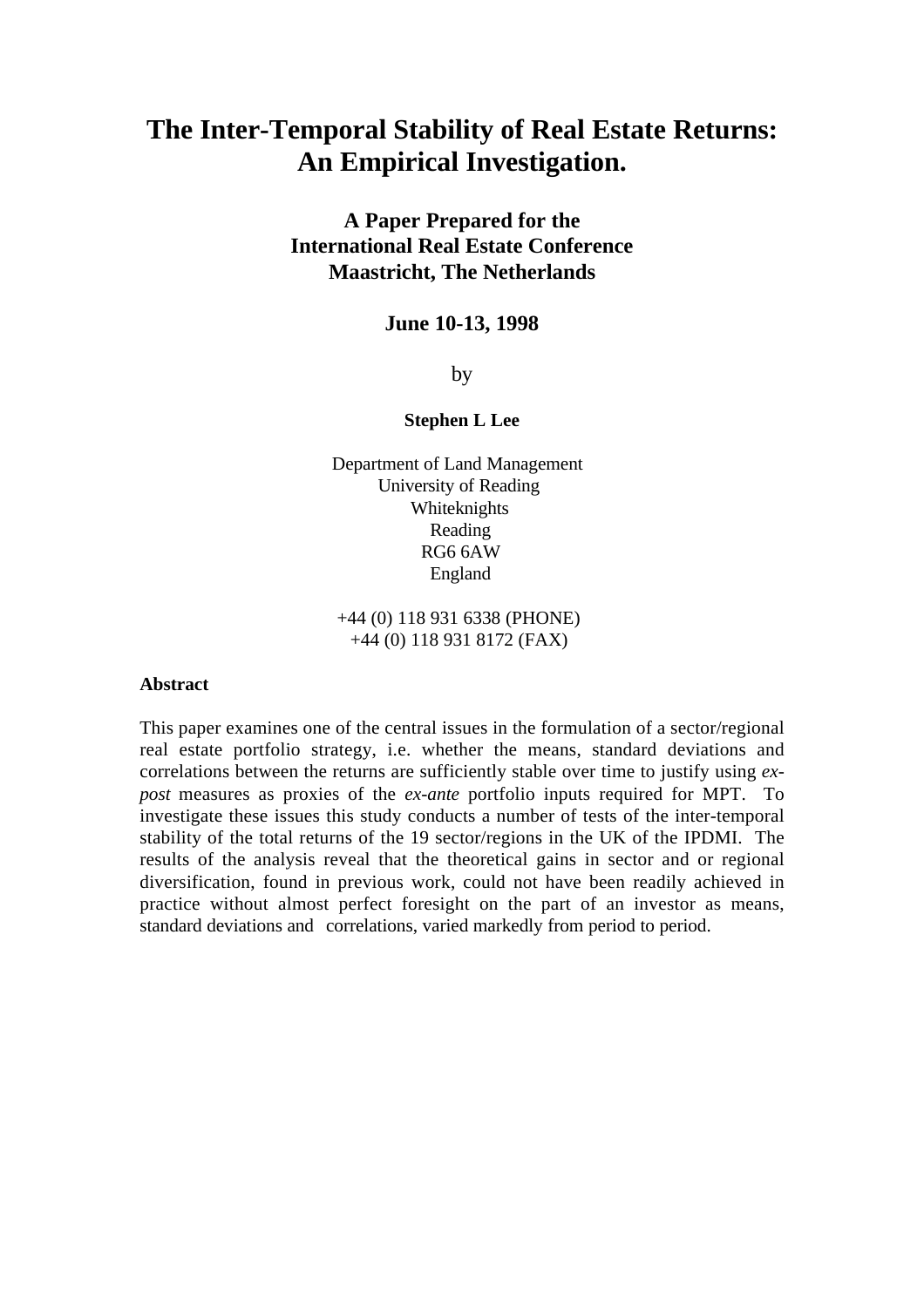# The Inter-Temporal Stability of Real Estate Returns: An Empirical Investigation.

**A Paper Prepared for the**
**International Real Estate Conference**
**Maastricht, The Netherlands**

**June 10-13, 1998**

by

**Stephen L Lee**

Department of Land Management
University of Reading
Whiteknights
Reading
RG6 6AW
England

+44 (0) 118 931 6338 (PHONE)
+44 (0) 118 931 8172 (FAX)

**Abstract**

This paper examines one of the central issues in the formulation of a sector/regional real estate portfolio strategy, i.e. whether the means, standard deviations and correlations between the returns are sufficiently stable over time to justify using *ex-post* measures as proxies of the *ex-ante* portfolio inputs required for MPT. To investigate these issues this study conducts a number of tests of the inter-temporal stability of the total returns of the 19 sector/regions in the UK of the IPDMI. The results of the analysis reveal that the theoretical gains in sector and or regional diversification, found in previous work, could not have been readily achieved in practice without almost perfect foresight on the part of an investor as means, standard deviations and correlations, varied markedly from period to period.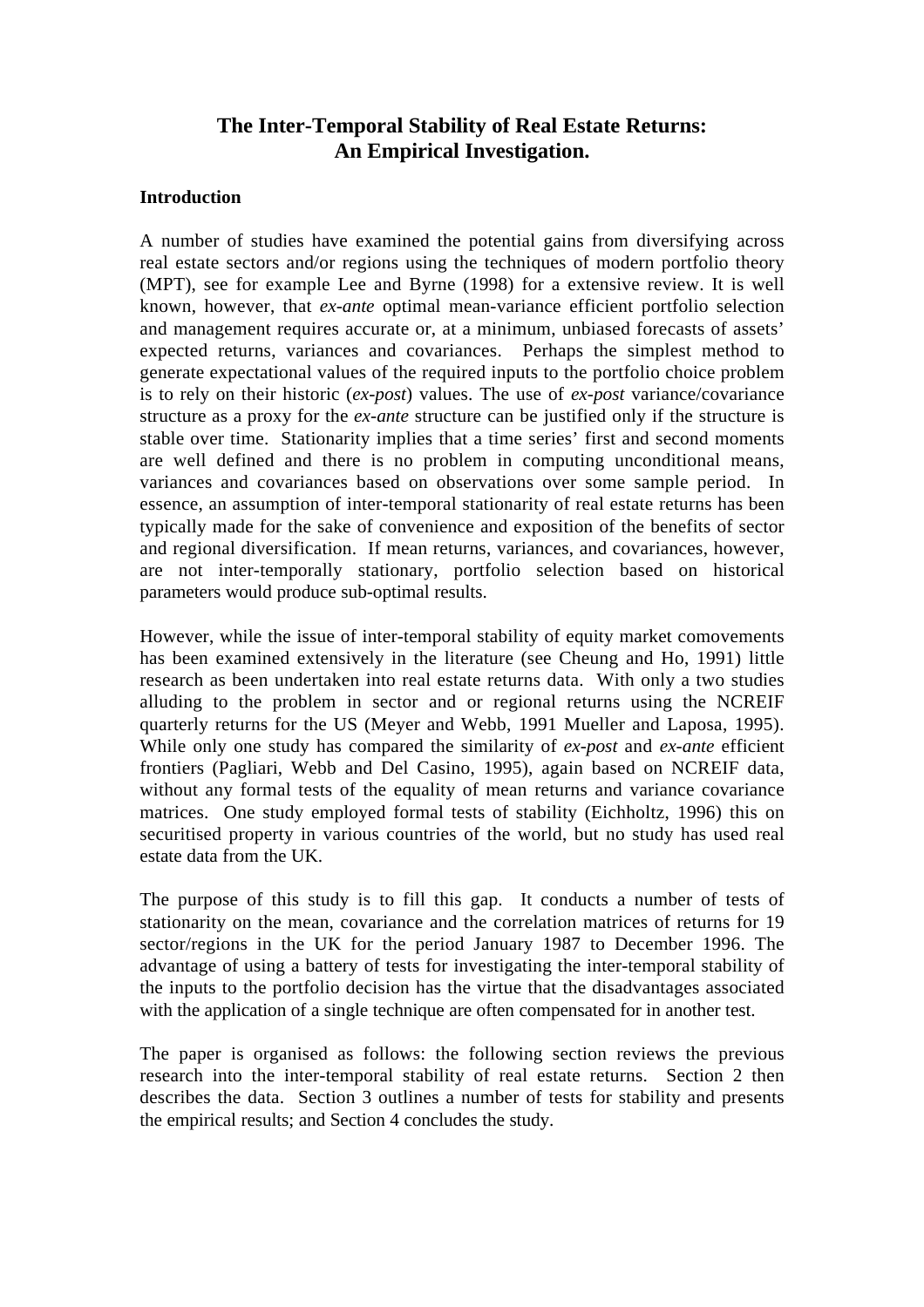# The Inter-Temporal Stability of Real Estate Returns: An Empirical Investigation.

## Introduction

A number of studies have examined the potential gains from diversifying across real estate sectors and/or regions using the techniques of modern portfolio theory (MPT), see for example Lee and Byrne (1998) for a extensive review. It is well known, however, that *ex-ante* optimal mean-variance efficient portfolio selection and management requires accurate or, at a minimum, unbiased forecasts of assets' expected returns, variances and covariances. Perhaps the simplest method to generate expectational values of the required inputs to the portfolio choice problem is to rely on their historic (*ex-post*) values. The use of *ex-post* variance/covariance structure as a proxy for the *ex-ante* structure can be justified only if the structure is stable over time. Stationarity implies that a time series' first and second moments are well defined and there is no problem in computing unconditional means, variances and covariances based on observations over some sample period. In essence, an assumption of inter-temporal stationarity of real estate returns has been typically made for the sake of convenience and exposition of the benefits of sector and regional diversification. If mean returns, variances, and covariances, however, are not inter-temporally stationary, portfolio selection based on historical parameters would produce sub-optimal results.

However, while the issue of inter-temporal stability of equity market comovements has been examined extensively in the literature (see Cheung and Ho, 1991) little research as been undertaken into real estate returns data. With only a two studies alluding to the problem in sector and or regional returns using the NCREIF quarterly returns for the US (Meyer and Webb, 1991 Mueller and Laposa, 1995). While only one study has compared the similarity of *ex-post* and *ex-ante* efficient frontiers (Pagliari, Webb and Del Casino, 1995), again based on NCREIF data, without any formal tests of the equality of mean returns and variance covariance matrices. One study employed formal tests of stability (Eichholtz, 1996) this on securitised property in various countries of the world, but no study has used real estate data from the UK.

The purpose of this study is to fill this gap. It conducts a number of tests of stationarity on the mean, covariance and the correlation matrices of returns for 19 sector/regions in the UK for the period January 1987 to December 1996. The advantage of using a battery of tests for investigating the inter-temporal stability of the inputs to the portfolio decision has the virtue that the disadvantages associated with the application of a single technique are often compensated for in another test.

The paper is organised as follows: the following section reviews the previous research into the inter-temporal stability of real estate returns. Section 2 then describes the data. Section 3 outlines a number of tests for stability and presents the empirical results; and Section 4 concludes the study.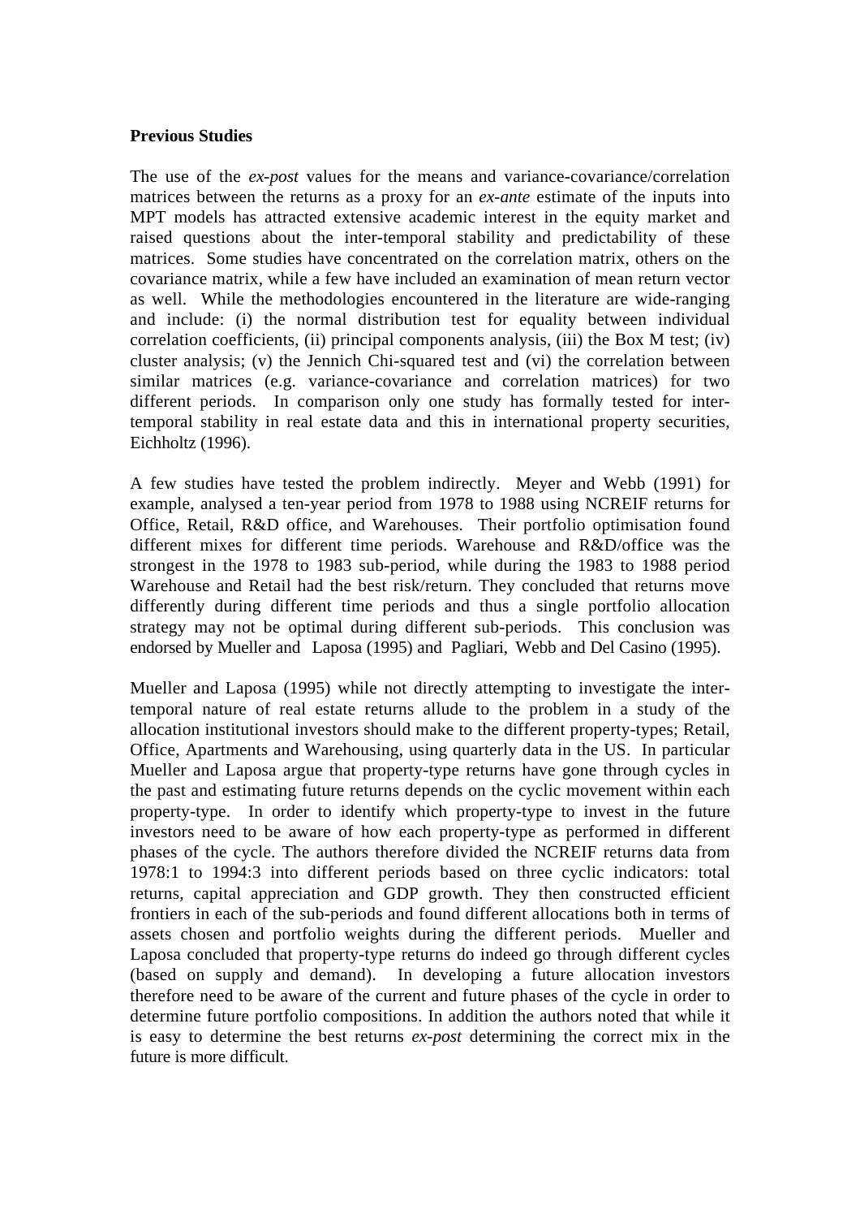**Previous Studies**

The use of the *ex-post* values for the means and variance-covariance/correlation matrices between the returns as a proxy for an *ex-ante* estimate of the inputs into MPT models has attracted extensive academic interest in the equity market and raised questions about the inter-temporal stability and predictability of these matrices. Some studies have concentrated on the correlation matrix, others on the covariance matrix, while a few have included an examination of mean return vector as well. While the methodologies encountered in the literature are wide-ranging and include: (i) the normal distribution test for equality between individual correlation coefficients, (ii) principal components analysis, (iii) the Box M test; (iv) cluster analysis; (v) the Jennich Chi-squared test and (vi) the correlation between similar matrices (e.g. variance-covariance and correlation matrices) for two different periods. In comparison only one study has formally tested for inter-temporal stability in real estate data and this in international property securities, Eichholtz (1996).

A few studies have tested the problem indirectly. Meyer and Webb (1991) for example, analysed a ten-year period from 1978 to 1988 using NCREIF returns for Office, Retail, R&D office, and Warehouses. Their portfolio optimisation found different mixes for different time periods. Warehouse and R&D/office was the strongest in the 1978 to 1983 sub-period, while during the 1983 to 1988 period Warehouse and Retail had the best risk/return. They concluded that returns move differently during different time periods and thus a single portfolio allocation strategy may not be optimal during different sub-periods. This conclusion was endorsed by Mueller and Laposa (1995) and Pagliari, Webb and Del Casino (1995).

Mueller and Laposa (1995) while not directly attempting to investigate the inter-temporal nature of real estate returns allude to the problem in a study of the allocation institutional investors should make to the different property-types; Retail, Office, Apartments and Warehousing, using quarterly data in the US. In particular Mueller and Laposa argue that property-type returns have gone through cycles in the past and estimating future returns depends on the cyclic movement within each property-type. In order to identify which property-type to invest in the future investors need to be aware of how each property-type as performed in different phases of the cycle. The authors therefore divided the NCREIF returns data from 1978:1 to 1994:3 into different periods based on three cyclic indicators: total returns, capital appreciation and GDP growth. They then constructed efficient frontiers in each of the sub-periods and found different allocations both in terms of assets chosen and portfolio weights during the different periods. Mueller and Laposa concluded that property-type returns do indeed go through different cycles (based on supply and demand). In developing a future allocation investors therefore need to be aware of the current and future phases of the cycle in order to determine future portfolio compositions. In addition the authors noted that while it is easy to determine the best returns *ex-post* determining the correct mix in the future is more difficult.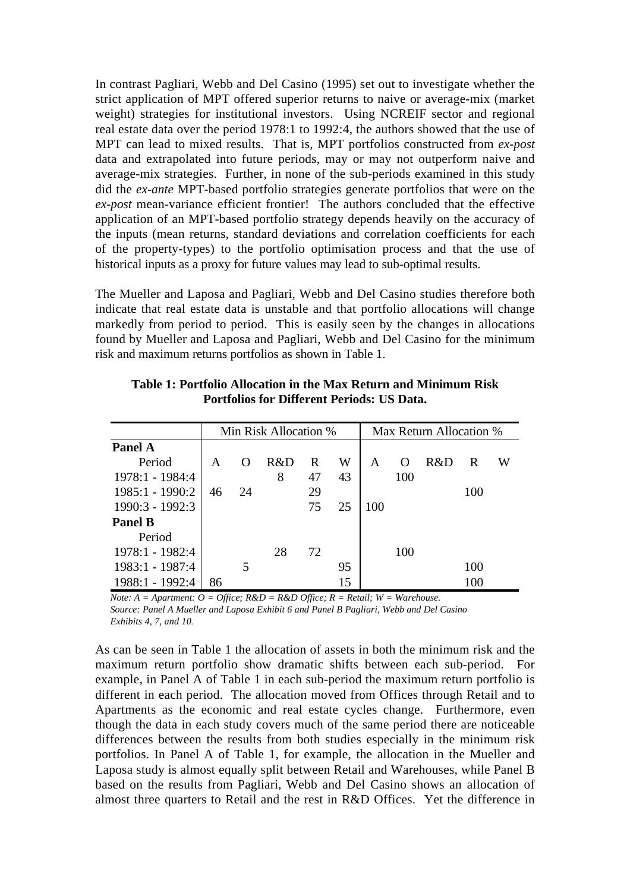In contrast Pagliari, Webb and Del Casino (1995) set out to investigate whether the strict application of MPT offered superior returns to naive or average-mix (market weight) strategies for institutional investors. Using NCREIF sector and regional real estate data over the period 1978:1 to 1992:4, the authors showed that the use of MPT can lead to mixed results. That is, MPT portfolios constructed from *ex-post* data and extrapolated into future periods, may or may not outperform naive and average-mix strategies. Further, in none of the sub-periods examined in this study did the *ex-ante* MPT-based portfolio strategies generate portfolios that were on the *ex-post* mean-variance efficient frontier! The authors concluded that the effective application of an MPT-based portfolio strategy depends heavily on the accuracy of the inputs (mean returns, standard deviations and correlation coefficients for each of the property-types) to the portfolio optimisation process and that the use of historical inputs as a proxy for future values may lead to sub-optimal results.

The Mueller and Laposa and Pagliari, Webb and Del Casino studies therefore both indicate that real estate data is unstable and that portfolio allocations will change markedly from period to period. This is easily seen by the changes in allocations found by Mueller and Laposa and Pagliari, Webb and Del Casino for the minimum risk and maximum returns portfolios as shown in Table 1.

**Table 1: Portfolio Allocation in the Max Return and Minimum Risk Portfolios for Different Periods: US Data.**

| | Min Risk Allocation % | | | | | Max Return Allocation % | | | | |
|---|---|---|---|---|---|---|---|---|---|---|
| **Panel A** | | | | | | | | | | |
| Period | A | O | R&D | R | W | A | O | R&D | R | W |
| 1978:1 - 1984:4 | | | 8 | 47 | 43 | | 100 | | | |
| 1985:1 - 1990:2 | 46 | 24 | | 29 | | | | | 100 | |
| 1990:3 - 1992:3 | | | | 75 | 25 | 100 | | | | |
| **Panel B** | | | | | | | | | | |
| Period | | | | | | | | | | |
| 1978:1 - 1982:4 | | | 28 | 72 | | | 100 | | | |
| 1983:1 - 1987:4 | | 5 | | | 95 | | | | 100 | |
| 1988:1 - 1992:4 | 86 | | | | 15 | | | | 100 | |

*Note: A = Apartment: O = Office; R&D = R&D Office; R = Retail; W = Warehouse.*
*Source: Panel A Mueller and Laposa Exhibit 6 and Panel B Pagliari, Webb and Del Casino Exhibits 4, 7, and 10.*

As can be seen in Table 1 the allocation of assets in both the minimum risk and the maximum return portfolio show dramatic shifts between each sub-period. For example, in Panel A of Table 1 in each sub-period the maximum return portfolio is different in each period. The allocation moved from Offices through Retail and to Apartments as the economic and real estate cycles change. Furthermore, even though the data in each study covers much of the same period there are noticeable differences between the results from both studies especially in the minimum risk portfolios. In Panel A of Table 1, for example, the allocation in the Mueller and Laposa study is almost equally split between Retail and Warehouses, while Panel B based on the results from Pagliari, Webb and Del Casino shows an allocation of almost three quarters to Retail and the rest in R&D Offices. Yet the difference in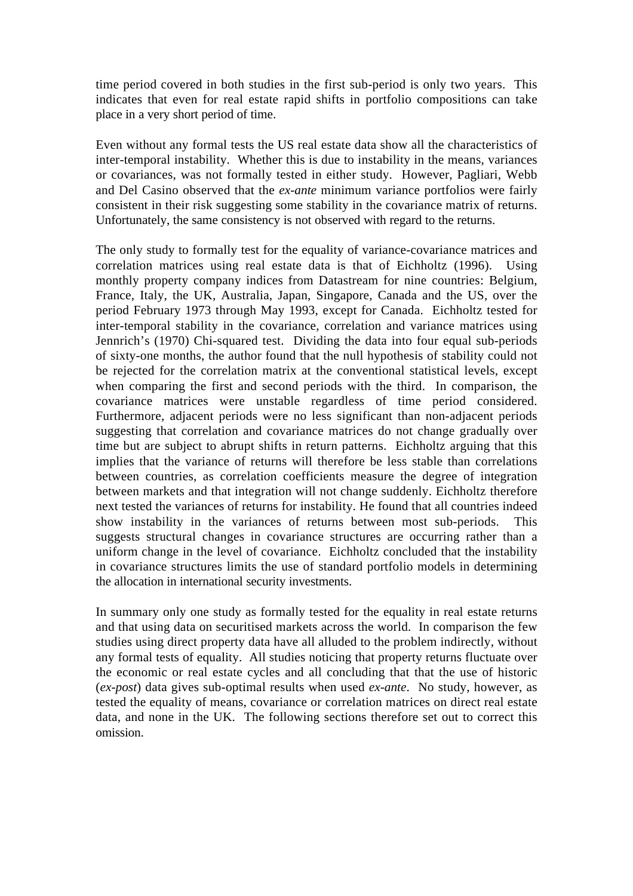time period covered in both studies in the first sub-period is only two years. This indicates that even for real estate rapid shifts in portfolio compositions can take place in a very short period of time.

Even without any formal tests the US real estate data show all the characteristics of inter-temporal instability. Whether this is due to instability in the means, variances or covariances, was not formally tested in either study. However, Pagliari, Webb and Del Casino observed that the *ex-ante* minimum variance portfolios were fairly consistent in their risk suggesting some stability in the covariance matrix of returns. Unfortunately, the same consistency is not observed with regard to the returns.

The only study to formally test for the equality of variance-covariance matrices and correlation matrices using real estate data is that of Eichholtz (1996). Using monthly property company indices from Datastream for nine countries: Belgium, France, Italy, the UK, Australia, Japan, Singapore, Canada and the US, over the period February 1973 through May 1993, except for Canada. Eichholtz tested for inter-temporal stability in the covariance, correlation and variance matrices using Jennrich's (1970) Chi-squared test. Dividing the data into four equal sub-periods of sixty-one months, the author found that the null hypothesis of stability could not be rejected for the correlation matrix at the conventional statistical levels, except when comparing the first and second periods with the third. In comparison, the covariance matrices were unstable regardless of time period considered. Furthermore, adjacent periods were no less significant than non-adjacent periods suggesting that correlation and covariance matrices do not change gradually over time but are subject to abrupt shifts in return patterns. Eichholtz arguing that this implies that the variance of returns will therefore be less stable than correlations between countries, as correlation coefficients measure the degree of integration between markets and that integration will not change suddenly. Eichholtz therefore next tested the variances of returns for instability. He found that all countries indeed show instability in the variances of returns between most sub-periods. This suggests structural changes in covariance structures are occurring rather than a uniform change in the level of covariance. Eichholtz concluded that the instability in covariance structures limits the use of standard portfolio models in determining the allocation in international security investments.

In summary only one study as formally tested for the equality in real estate returns and that using data on securitised markets across the world. In comparison the few studies using direct property data have all alluded to the problem indirectly, without any formal tests of equality. All studies noticing that property returns fluctuate over the economic or real estate cycles and all concluding that that the use of historic (*ex-post*) data gives sub-optimal results when used *ex-ante*. No study, however, as tested the equality of means, covariance or correlation matrices on direct real estate data, and none in the UK. The following sections therefore set out to correct this omission.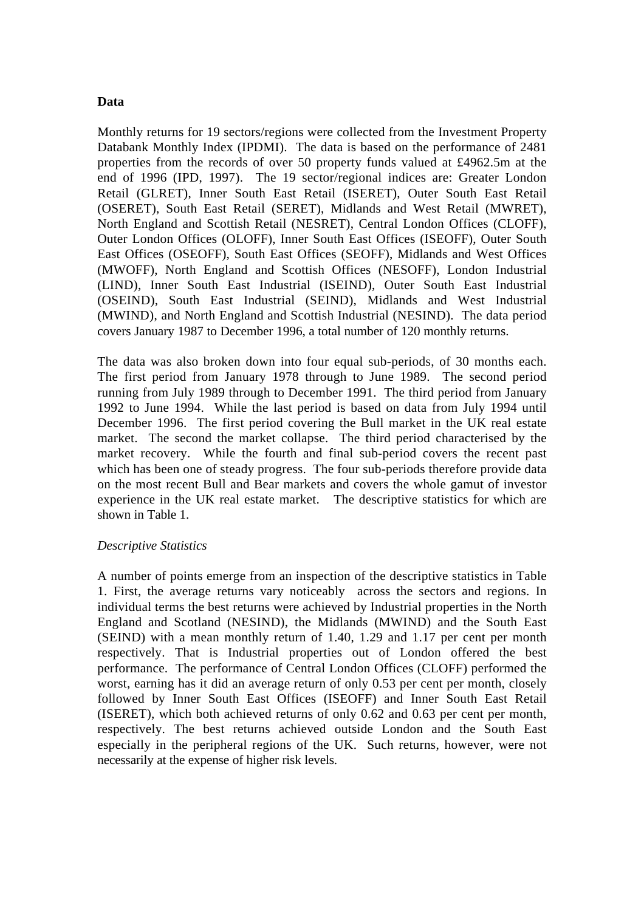**Data**

Monthly returns for 19 sectors/regions were collected from the Investment Property Databank Monthly Index (IPDMI). The data is based on the performance of 2481 properties from the records of over 50 property funds valued at £4962.5m at the end of 1996 (IPD, 1997). The 19 sector/regional indices are: Greater London Retail (GLRET), Inner South East Retail (ISERET), Outer South East Retail (OSERET), South East Retail (SERET), Midlands and West Retail (MWRET), North England and Scottish Retail (NESRET), Central London Offices (CLOFF), Outer London Offices (OLOFF), Inner South East Offices (ISEOFF), Outer South East Offices (OSEOFF), South East Offices (SEOFF), Midlands and West Offices (MWOFF), North England and Scottish Offices (NESOFF), London Industrial (LIND), Inner South East Industrial (ISEIND), Outer South East Industrial (OSEIND), South East Industrial (SEIND), Midlands and West Industrial (MWIND), and North England and Scottish Industrial (NESIND). The data period covers January 1987 to December 1996, a total number of 120 monthly returns.

The data was also broken down into four equal sub-periods, of 30 months each. The first period from January 1978 through to June 1989. The second period running from July 1989 through to December 1991. The third period from January 1992 to June 1994. While the last period is based on data from July 1994 until December 1996. The first period covering the Bull market in the UK real estate market. The second the market collapse. The third period characterised by the market recovery. While the fourth and final sub-period covers the recent past which has been one of steady progress. The four sub-periods therefore provide data on the most recent Bull and Bear markets and covers the whole gamut of investor experience in the UK real estate market. The descriptive statistics for which are shown in Table 1.

*Descriptive Statistics*

A number of points emerge from an inspection of the descriptive statistics in Table 1. First, the average returns vary noticeably across the sectors and regions. In individual terms the best returns were achieved by Industrial properties in the North England and Scotland (NESIND), the Midlands (MWIND) and the South East (SEIND) with a mean monthly return of 1.40, 1.29 and 1.17 per cent per month respectively. That is Industrial properties out of London offered the best performance. The performance of Central London Offices (CLOFF) performed the worst, earning has it did an average return of only 0.53 per cent per month, closely followed by Inner South East Offices (ISEOFF) and Inner South East Retail (ISERET), which both achieved returns of only 0.62 and 0.63 per cent per month, respectively. The best returns achieved outside London and the South East especially in the peripheral regions of the UK. Such returns, however, were not necessarily at the expense of higher risk levels.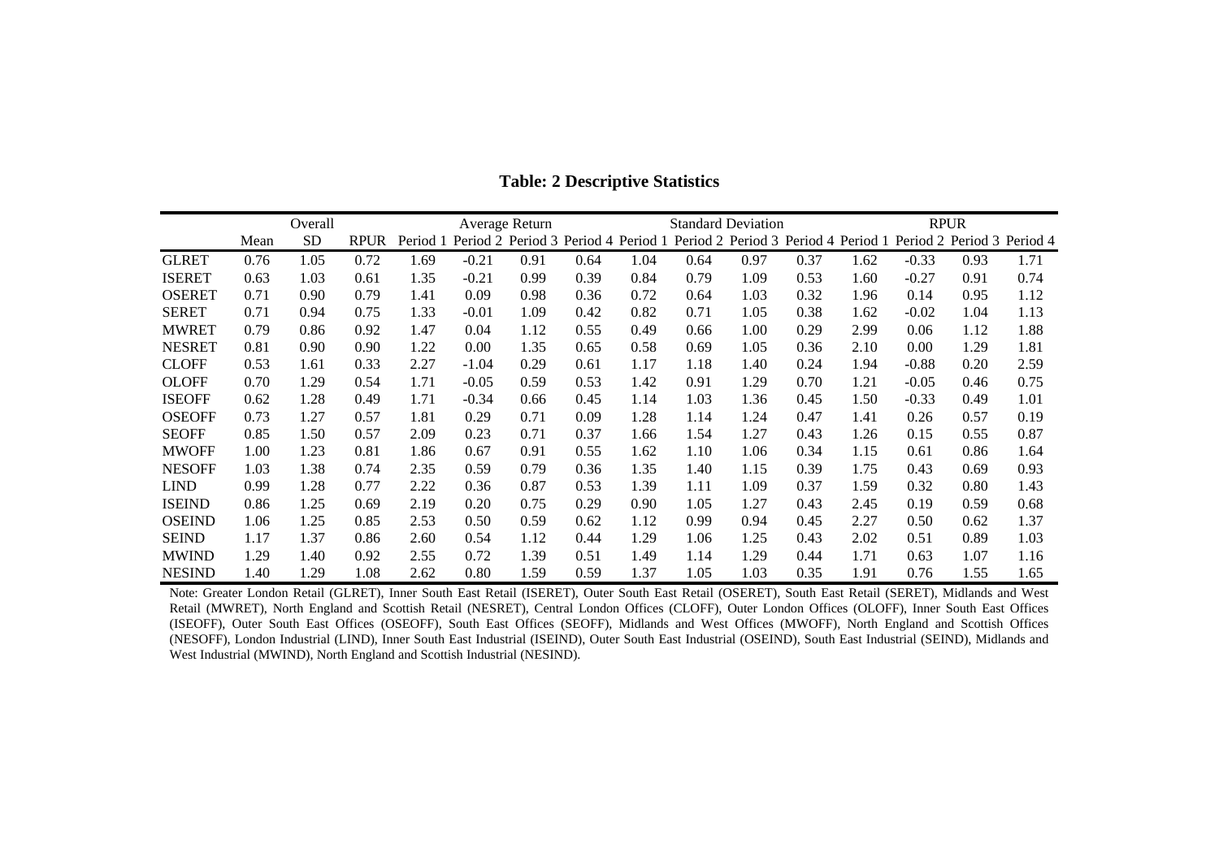**Table: 2 Descriptive Statistics**

| | Overall | | | Average Return | | | | Standard Deviation | | | | RPUR | | | |
|---|---|---|---|---|---|---|---|---|---|---|---|---|---|---|---|
| | Mean | SD | RPUR | Period 1 | Period 2 | Period 3 | Period 4 | Period 1 | Period 2 | Period 3 | Period 4 | Period 1 | Period 2 | Period 3 | Period 4 |
| GLRET | 0.76 | 1.05 | 0.72 | 1.69 | -0.21 | 0.91 | 0.64 | 1.04 | 0.64 | 0.97 | 0.37 | 1.62 | -0.33 | 0.93 | 1.71 |
| ISERET | 0.63 | 1.03 | 0.61 | 1.35 | -0.21 | 0.99 | 0.39 | 0.84 | 0.79 | 1.09 | 0.53 | 1.60 | -0.27 | 0.91 | 0.74 |
| OSERET | 0.71 | 0.90 | 0.79 | 1.41 | 0.09 | 0.98 | 0.36 | 0.72 | 0.64 | 1.03 | 0.32 | 1.96 | 0.14 | 0.95 | 1.12 |
| SERET | 0.71 | 0.94 | 0.75 | 1.33 | -0.01 | 1.09 | 0.42 | 0.82 | 0.71 | 1.05 | 0.38 | 1.62 | -0.02 | 1.04 | 1.13 |
| MWRET | 0.79 | 0.86 | 0.92 | 1.47 | 0.04 | 1.12 | 0.55 | 0.49 | 0.66 | 1.00 | 0.29 | 2.99 | 0.06 | 1.12 | 1.88 |
| NESRET | 0.81 | 0.90 | 0.90 | 1.22 | 0.00 | 1.35 | 0.65 | 0.58 | 0.69 | 1.05 | 0.36 | 2.10 | 0.00 | 1.29 | 1.81 |
| CLOFF | 0.53 | 1.61 | 0.33 | 2.27 | -1.04 | 0.29 | 0.61 | 1.17 | 1.18 | 1.40 | 0.24 | 1.94 | -0.88 | 0.20 | 2.59 |
| OLOFF | 0.70 | 1.29 | 0.54 | 1.71 | -0.05 | 0.59 | 0.53 | 1.42 | 0.91 | 1.29 | 0.70 | 1.21 | -0.05 | 0.46 | 0.75 |
| ISEOFF | 0.62 | 1.28 | 0.49 | 1.71 | -0.34 | 0.66 | 0.45 | 1.14 | 1.03 | 1.36 | 0.45 | 1.50 | -0.33 | 0.49 | 1.01 |
| OSEOFF | 0.73 | 1.27 | 0.57 | 1.81 | 0.29 | 0.71 | 0.09 | 1.28 | 1.14 | 1.24 | 0.47 | 1.41 | 0.26 | 0.57 | 0.19 |
| SEOFF | 0.85 | 1.50 | 0.57 | 2.09 | 0.23 | 0.71 | 0.37 | 1.66 | 1.54 | 1.27 | 0.43 | 1.26 | 0.15 | 0.55 | 0.87 |
| MWOFF | 1.00 | 1.23 | 0.81 | 1.86 | 0.67 | 0.91 | 0.55 | 1.62 | 1.10 | 1.06 | 0.34 | 1.15 | 0.61 | 0.86 | 1.64 |
| NESOFF | 1.03 | 1.38 | 0.74 | 2.35 | 0.59 | 0.79 | 0.36 | 1.35 | 1.40 | 1.15 | 0.39 | 1.75 | 0.43 | 0.69 | 0.93 |
| LIND | 0.99 | 1.28 | 0.77 | 2.22 | 0.36 | 0.87 | 0.53 | 1.39 | 1.11 | 1.09 | 0.37 | 1.59 | 0.32 | 0.80 | 1.43 |
| ISEIND | 0.86 | 1.25 | 0.69 | 2.19 | 0.20 | 0.75 | 0.29 | 0.90 | 1.05 | 1.27 | 0.43 | 2.45 | 0.19 | 0.59 | 0.68 |
| OSEIND | 1.06 | 1.25 | 0.85 | 2.53 | 0.50 | 0.59 | 0.62 | 1.12 | 0.99 | 0.94 | 0.45 | 2.27 | 0.50 | 0.62 | 1.37 |
| SEIND | 1.17 | 1.37 | 0.86 | 2.60 | 0.54 | 1.12 | 0.44 | 1.29 | 1.06 | 1.25 | 0.43 | 2.02 | 0.51 | 0.89 | 1.03 |
| MWIND | 1.29 | 1.40 | 0.92 | 2.55 | 0.72 | 1.39 | 0.51 | 1.49 | 1.14 | 1.29 | 0.44 | 1.71 | 0.63 | 1.07 | 1.16 |
| NESIND | 1.40 | 1.29 | 1.08 | 2.62 | 0.80 | 1.59 | 0.59 | 1.37 | 1.05 | 1.03 | 0.35 | 1.91 | 0.76 | 1.55 | 1.65 |

Note: Greater London Retail (GLRET), Inner South East Retail (ISERET), Outer South East Retail (OSERET), South East Retail (SERET), Midlands and West Retail (MWRET), North England and Scottish Retail (NESRET), Central London Offices (CLOFF), Outer London Offices (OLOFF), Inner South East Offices (ISEOFF), Outer South East Offices (OSEOFF), South East Offices (SEOFF), Midlands and West Offices (MWOFF), North England and Scottish Offices (NESOFF), London Industrial (LIND), Inner South East Industrial (ISEIND), Outer South East Industrial (OSEIND), South East Industrial (SEIND), Midlands and West Industrial (MWIND), North England and Scottish Industrial (NESIND).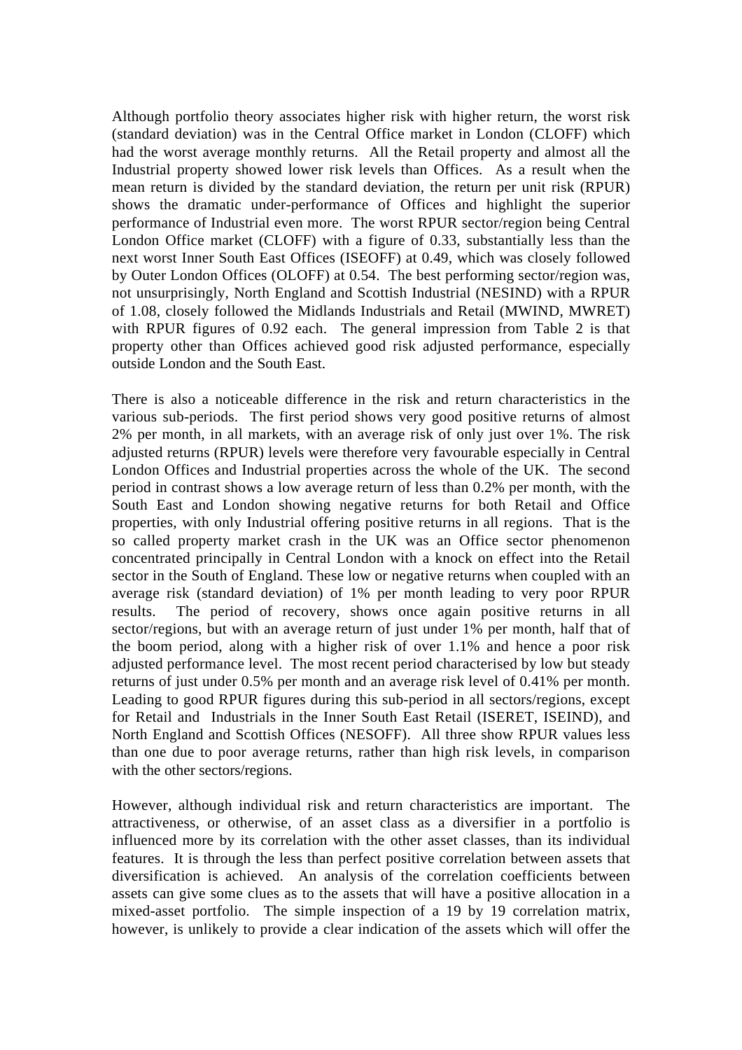Although portfolio theory associates higher risk with higher return, the worst risk (standard deviation) was in the Central Office market in London (CLOFF) which had the worst average monthly returns. All the Retail property and almost all the Industrial property showed lower risk levels than Offices. As a result when the mean return is divided by the standard deviation, the return per unit risk (RPUR) shows the dramatic under-performance of Offices and highlight the superior performance of Industrial even more. The worst RPUR sector/region being Central London Office market (CLOFF) with a figure of 0.33, substantially less than the next worst Inner South East Offices (ISEOFF) at 0.49, which was closely followed by Outer London Offices (OLOFF) at 0.54. The best performing sector/region was, not unsurprisingly, North England and Scottish Industrial (NESIND) with a RPUR of 1.08, closely followed the Midlands Industrials and Retail (MWIND, MWRET) with RPUR figures of 0.92 each. The general impression from Table 2 is that property other than Offices achieved good risk adjusted performance, especially outside London and the South East.

There is also a noticeable difference in the risk and return characteristics in the various sub-periods. The first period shows very good positive returns of almost 2% per month, in all markets, with an average risk of only just over 1%. The risk adjusted returns (RPUR) levels were therefore very favourable especially in Central London Offices and Industrial properties across the whole of the UK. The second period in contrast shows a low average return of less than 0.2% per month, with the South East and London showing negative returns for both Retail and Office properties, with only Industrial offering positive returns in all regions. That is the so called property market crash in the UK was an Office sector phenomenon concentrated principally in Central London with a knock on effect into the Retail sector in the South of England. These low or negative returns when coupled with an average risk (standard deviation) of 1% per month leading to very poor RPUR results. The period of recovery, shows once again positive returns in all sector/regions, but with an average return of just under 1% per month, half that of the boom period, along with a higher risk of over 1.1% and hence a poor risk adjusted performance level. The most recent period characterised by low but steady returns of just under 0.5% per month and an average risk level of 0.41% per month. Leading to good RPUR figures during this sub-period in all sectors/regions, except for Retail and Industrials in the Inner South East Retail (ISERET, ISEIND), and North England and Scottish Offices (NESOFF). All three show RPUR values less than one due to poor average returns, rather than high risk levels, in comparison with the other sectors/regions.

However, although individual risk and return characteristics are important. The attractiveness, or otherwise, of an asset class as a diversifier in a portfolio is influenced more by its correlation with the other asset classes, than its individual features. It is through the less than perfect positive correlation between assets that diversification is achieved. An analysis of the correlation coefficients between assets can give some clues as to the assets that will have a positive allocation in a mixed-asset portfolio. The simple inspection of a 19 by 19 correlation matrix, however, is unlikely to provide a clear indication of the assets which will offer the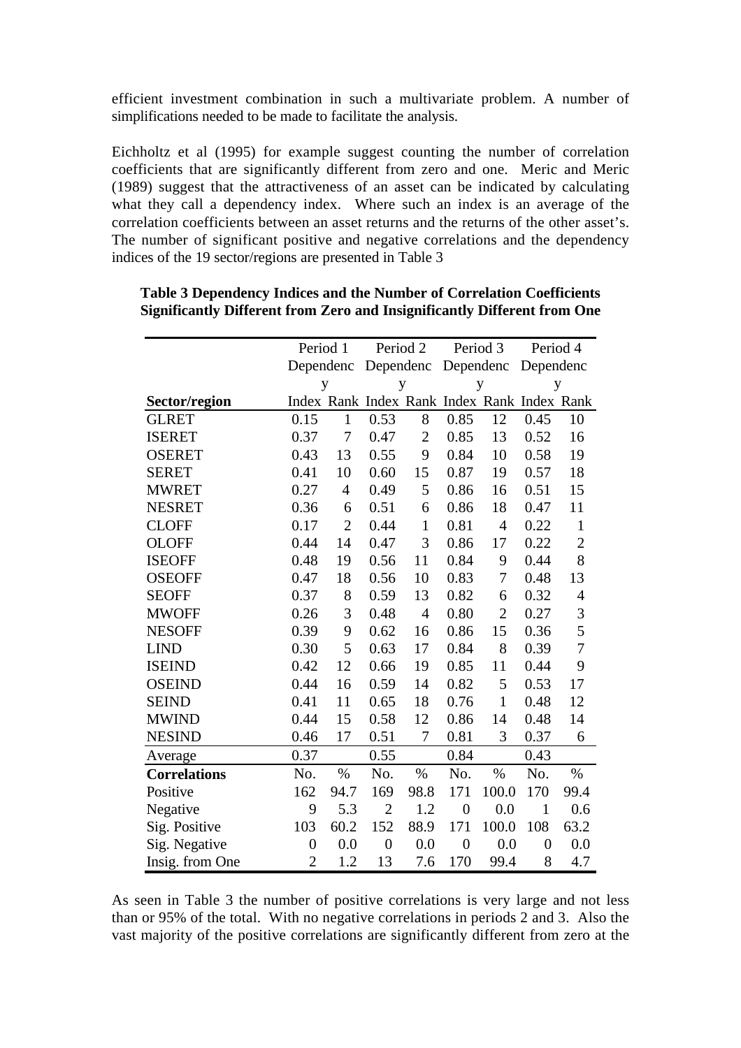efficient investment combination in such a multivariate problem. A number of simplifications needed to be made to facilitate the analysis.

Eichholtz et al (1995) for example suggest counting the number of correlation coefficients that are significantly different from zero and one. Meric and Meric (1989) suggest that the attractiveness of an asset can be indicated by calculating what they call a dependency index. Where such an index is an average of the correlation coefficients between an asset returns and the returns of the other asset's. The number of significant positive and negative correlations and the dependency indices of the 19 sector/regions are presented in Table 3

**Table 3 Dependency Indices and the Number of Correlation Coefficients Significantly Different from Zero and Insignificantly Different from One**

| | Period 1 Dependency | | Period 2 Dependency | | Period 3 Dependency | | Period 4 Dependency | |
|---|---|---|---|---|---|---|---|---|
| **Sector/region** | Index | Rank | Index | Rank | Index | Rank | Index | Rank |
| GLRET | 0.15 | 1 | 0.53 | 8 | 0.85 | 12 | 0.45 | 10 |
| ISERET | 0.37 | 7 | 0.47 | 2 | 0.85 | 13 | 0.52 | 16 |
| OSERET | 0.43 | 13 | 0.55 | 9 | 0.84 | 10 | 0.58 | 19 |
| SERET | 0.41 | 10 | 0.60 | 15 | 0.87 | 19 | 0.57 | 18 |
| MWRET | 0.27 | 4 | 0.49 | 5 | 0.86 | 16 | 0.51 | 15 |
| NESRET | 0.36 | 6 | 0.51 | 6 | 0.86 | 18 | 0.47 | 11 |
| CLOFF | 0.17 | 2 | 0.44 | 1 | 0.81 | 4 | 0.22 | 1 |
| OLOFF | 0.44 | 14 | 0.47 | 3 | 0.86 | 17 | 0.22 | 2 |
| ISEOFF | 0.48 | 19 | 0.56 | 11 | 0.84 | 9 | 0.44 | 8 |
| OSEOFF | 0.47 | 18 | 0.56 | 10 | 0.83 | 7 | 0.48 | 13 |
| SEOFF | 0.37 | 8 | 0.59 | 13 | 0.82 | 6 | 0.32 | 4 |
| MWOFF | 0.26 | 3 | 0.48 | 4 | 0.80 | 2 | 0.27 | 3 |
| NESOFF | 0.39 | 9 | 0.62 | 16 | 0.86 | 15 | 0.36 | 5 |
| LIND | 0.30 | 5 | 0.63 | 17 | 0.84 | 8 | 0.39 | 7 |
| ISEIND | 0.42 | 12 | 0.66 | 19 | 0.85 | 11 | 0.44 | 9 |
| OSEIND | 0.44 | 16 | 0.59 | 14 | 0.82 | 5 | 0.53 | 17 |
| SEIND | 0.41 | 11 | 0.65 | 18 | 0.76 | 1 | 0.48 | 12 |
| MWIND | 0.44 | 15 | 0.58 | 12 | 0.86 | 14 | 0.48 | 14 |
| NESIND | 0.46 | 17 | 0.51 | 7 | 0.81 | 3 | 0.37 | 6 |
| Average | 0.37 | | 0.55 | | 0.84 | | 0.43 | |
| **Correlations** | No. | % | No. | % | No. | % | No. | % |
| Positive | 162 | 94.7 | 169 | 98.8 | 171 | 100.0 | 170 | 99.4 |
| Negative | 9 | 5.3 | 2 | 1.2 | 0 | 0.0 | 1 | 0.6 |
| Sig. Positive | 103 | 60.2 | 152 | 88.9 | 171 | 100.0 | 108 | 63.2 |
| Sig. Negative | 0 | 0.0 | 0 | 0.0 | 0 | 0.0 | 0 | 0.0 |
| Insig. from One | 2 | 1.2 | 13 | 7.6 | 170 | 99.4 | 8 | 4.7 |

As seen in Table 3 the number of positive correlations is very large and not less than or 95% of the total. With no negative correlations in periods 2 and 3. Also the vast majority of the positive correlations are significantly different from zero at the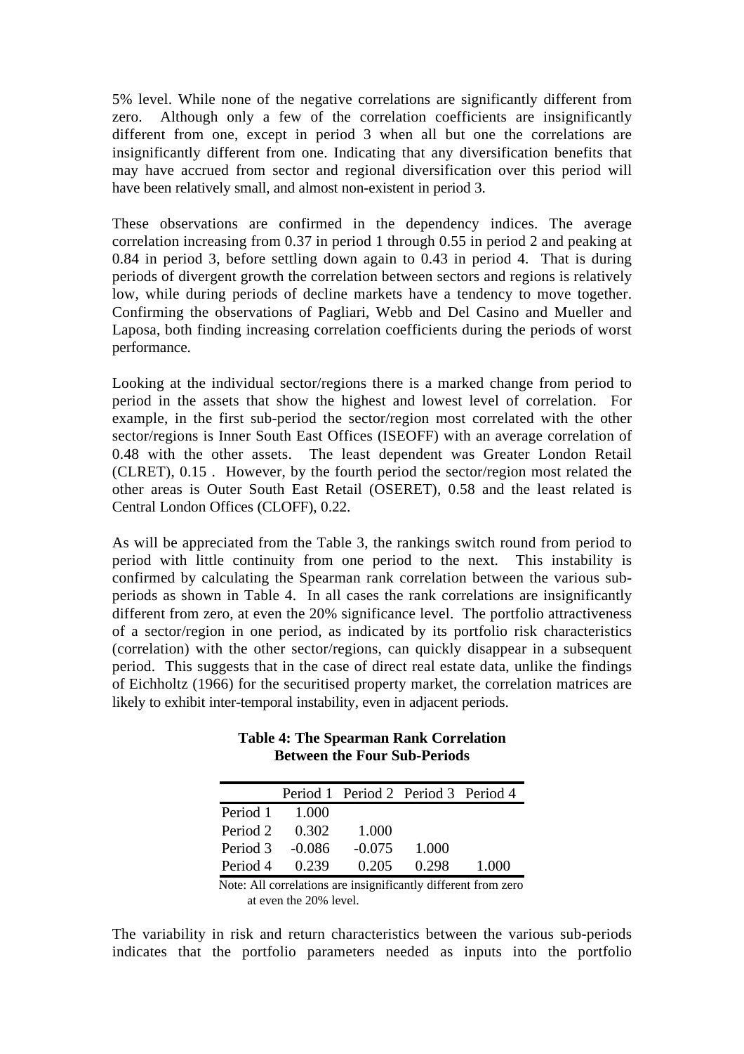5% level. While none of the negative correlations are significantly different from zero. Although only a few of the correlation coefficients are insignificantly different from one, except in period 3 when all but one the correlations are insignificantly different from one. Indicating that any diversification benefits that may have accrued from sector and regional diversification over this period will have been relatively small, and almost non-existent in period 3.

These observations are confirmed in the dependency indices. The average correlation increasing from 0.37 in period 1 through 0.55 in period 2 and peaking at 0.84 in period 3, before settling down again to 0.43 in period 4. That is during periods of divergent growth the correlation between sectors and regions is relatively low, while during periods of decline markets have a tendency to move together. Confirming the observations of Pagliari, Webb and Del Casino and Mueller and Laposa, both finding increasing correlation coefficients during the periods of worst performance.

Looking at the individual sector/regions there is a marked change from period to period in the assets that show the highest and lowest level of correlation. For example, in the first sub-period the sector/region most correlated with the other sector/regions is Inner South East Offices (ISEOFF) with an average correlation of 0.48 with the other assets. The least dependent was Greater London Retail (CLRET), 0.15 . However, by the fourth period the sector/region most related the other areas is Outer South East Retail (OSERET), 0.58 and the least related is Central London Offices (CLOFF), 0.22.

As will be appreciated from the Table 3, the rankings switch round from period to period with little continuity from one period to the next. This instability is confirmed by calculating the Spearman rank correlation between the various sub-periods as shown in Table 4. In all cases the rank correlations are insignificantly different from zero, at even the 20% significance level. The portfolio attractiveness of a sector/region in one period, as indicated by its portfolio risk characteristics (correlation) with the other sector/regions, can quickly disappear in a subsequent period. This suggests that in the case of direct real estate data, unlike the findings of Eichholtz (1966) for the securitised property market, the correlation matrices are likely to exhibit inter-temporal instability, even in adjacent periods.

**Table 4: The Spearman Rank Correlation Between the Four Sub-Periods**

| | Period 1 | Period 2 | Period 3 | Period 4 |
|---|---|---|---|---|
| Period 1 | 1.000 | | | |
| Period 2 | 0.302 | 1.000 | | |
| Period 3 | -0.086 | -0.075 | 1.000 | |
| Period 4 | 0.239 | 0.205 | 0.298 | 1.000 |

Note: All correlations are insignificantly different from zero at even the 20% level.

The variability in risk and return characteristics between the various sub-periods indicates that the portfolio parameters needed as inputs into the portfolio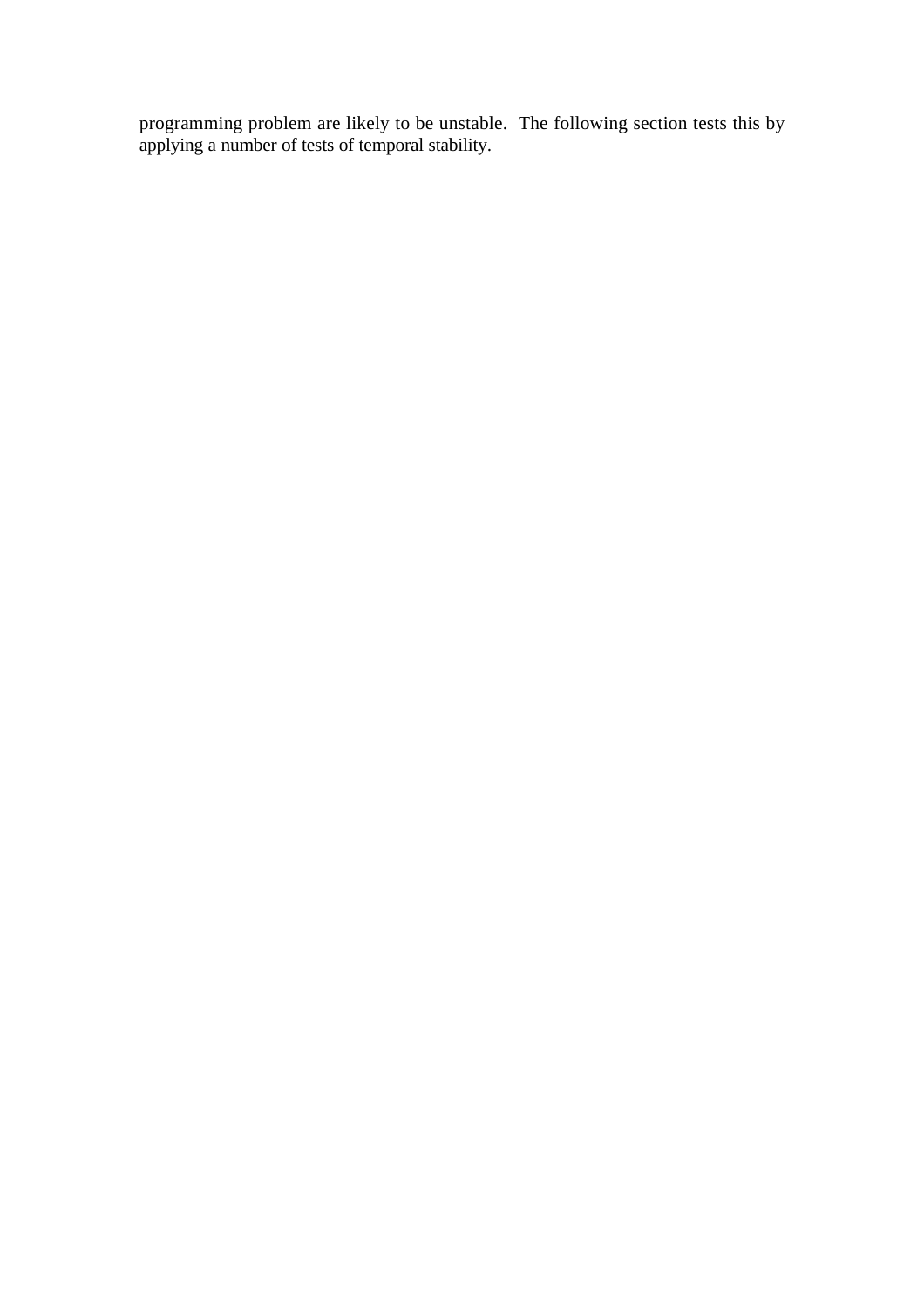programming problem are likely to be unstable. The following section tests this by applying a number of tests of temporal stability.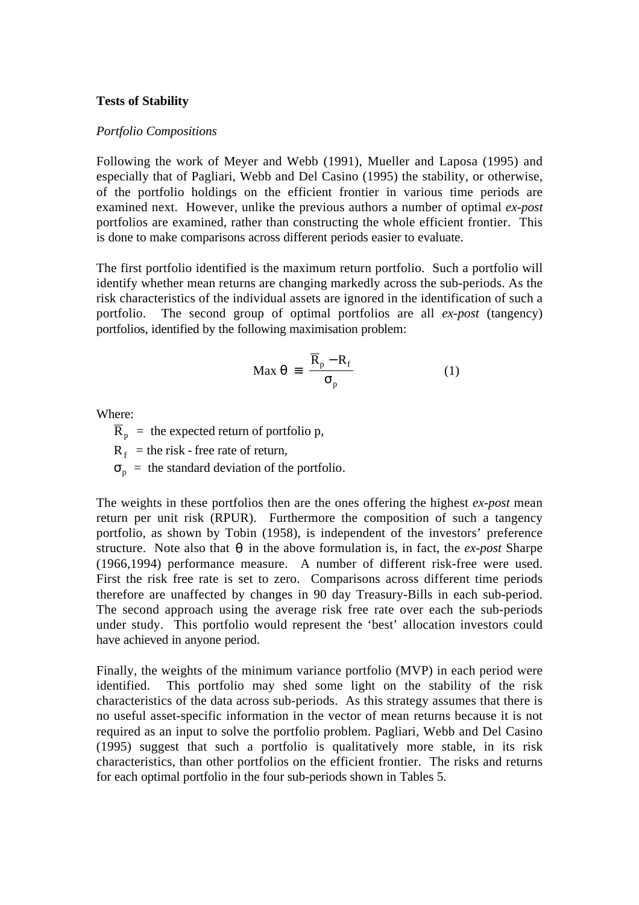**Tests of Stability**

*Portfolio Compositions*

Following the work of Meyer and Webb (1991), Mueller and Laposa (1995) and especially that of Pagliari, Webb and Del Casino (1995) the stability, or otherwise, of the portfolio holdings on the efficient frontier in various time periods are examined next. However, unlike the previous authors a number of optimal *ex-post* portfolios are examined, rather than constructing the whole efficient frontier. This is done to make comparisons across different periods easier to evaluate.

The first portfolio identified is the maximum return portfolio. Such a portfolio will identify whether mean returns are changing markedly across the sub-periods. As the risk characteristics of the individual assets are ignored in the identification of such a portfolio. The second group of optimal portfolios are all *ex-post* (tangency) portfolios, identified by the following maximisation problem:

$$\text{Max}\ \theta \equiv \frac{\overline{R}_p - R_f}{\sigma_p} \qquad (1)$$

Where:

$\overline{R}_p$ = the expected return of portfolio p,

$R_f$ = the risk - free rate of return,

$\sigma_p$ = the standard deviation of the portfolio.

The weights in these portfolios then are the ones offering the highest *ex-post* mean return per unit risk (RPUR). Furthermore the composition of such a tangency portfolio, as shown by Tobin (1958), is independent of the investors' preference structure. Note also that $\theta$ in the above formulation is, in fact, the *ex-post* Sharpe (1966,1994) performance measure. A number of different risk-free were used. First the risk free rate is set to zero. Comparisons across different time periods therefore are unaffected by changes in 90 day Treasury-Bills in each sub-period. The second approach using the average risk free rate over each the sub-periods under study. This portfolio would represent the 'best' allocation investors could have achieved in anyone period.

Finally, the weights of the minimum variance portfolio (MVP) in each period were identified. This portfolio may shed some light on the stability of the risk characteristics of the data across sub-periods. As this strategy assumes that there is no useful asset-specific information in the vector of mean returns because it is not required as an input to solve the portfolio problem. Pagliari, Webb and Del Casino (1995) suggest that such a portfolio is qualitatively more stable, in its risk characteristics, than other portfolios on the efficient frontier. The risks and returns for each optimal portfolio in the four sub-periods shown in Tables 5.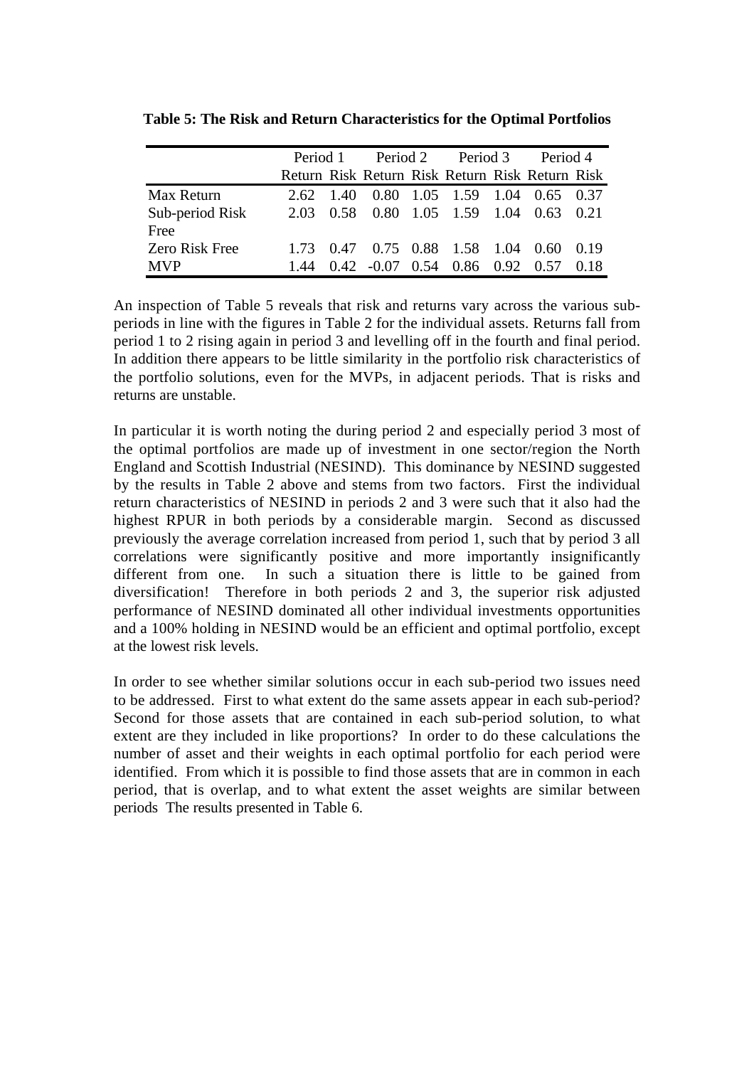**Table 5: The Risk and Return Characteristics for the Optimal Portfolios**

| | Period 1 | | Period 2 | | Period 3 | | Period 4 | |
|---|---|---|---|---|---|---|---|---|
| | Return | Risk | Return | Risk | Return | Risk | Return | Risk |
| Max Return | 2.62 | 1.40 | 0.80 | 1.05 | 1.59 | 1.04 | 0.65 | 0.37 |
| Sub-period Risk Free | 2.03 | 0.58 | 0.80 | 1.05 | 1.59 | 1.04 | 0.63 | 0.21 |
| Zero Risk Free | 1.73 | 0.47 | 0.75 | 0.88 | 1.58 | 1.04 | 0.60 | 0.19 |
| MVP | 1.44 | 0.42 | -0.07 | 0.54 | 0.86 | 0.92 | 0.57 | 0.18 |

An inspection of Table 5 reveals that risk and returns vary across the various sub-periods in line with the figures in Table 2 for the individual assets. Returns fall from period 1 to 2 rising again in period 3 and levelling off in the fourth and final period. In addition there appears to be little similarity in the portfolio risk characteristics of the portfolio solutions, even for the MVPs, in adjacent periods. That is risks and returns are unstable.

In particular it is worth noting the during period 2 and especially period 3 most of the optimal portfolios are made up of investment in one sector/region the North England and Scottish Industrial (NESIND). This dominance by NESIND suggested by the results in Table 2 above and stems from two factors. First the individual return characteristics of NESIND in periods 2 and 3 were such that it also had the highest RPUR in both periods by a considerable margin. Second as discussed previously the average correlation increased from period 1, such that by period 3 all correlations were significantly positive and more importantly insignificantly different from one. In such a situation there is little to be gained from diversification! Therefore in both periods 2 and 3, the superior risk adjusted performance of NESIND dominated all other individual investments opportunities and a 100% holding in NESIND would be an efficient and optimal portfolio, except at the lowest risk levels.

In order to see whether similar solutions occur in each sub-period two issues need to be addressed. First to what extent do the same assets appear in each sub-period? Second for those assets that are contained in each sub-period solution, to what extent are they included in like proportions? In order to do these calculations the number of asset and their weights in each optimal portfolio for each period were identified. From which it is possible to find those assets that are in common in each period, that is overlap, and to what extent the asset weights are similar between periods The results presented in Table 6.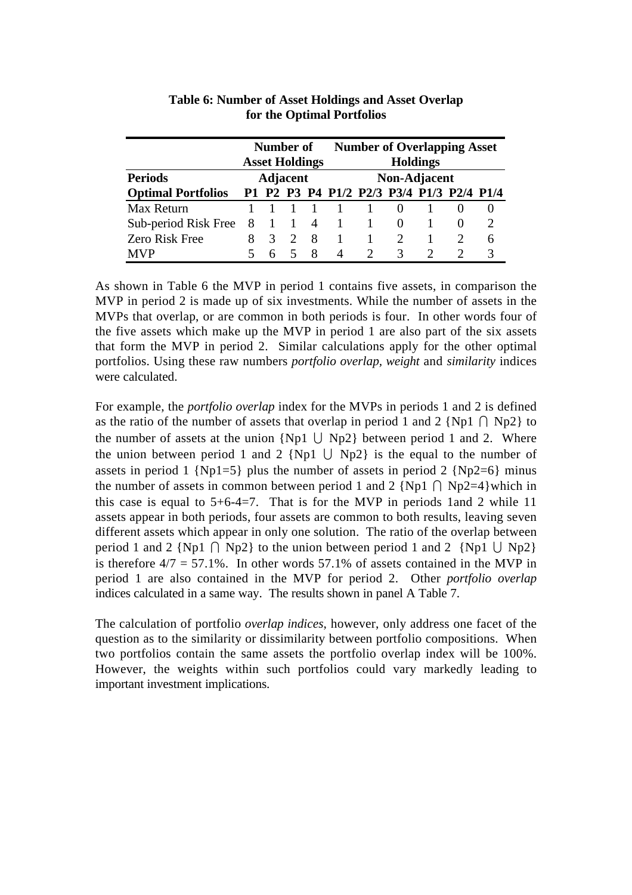**Table 6: Number of Asset Holdings and Asset Overlap for the Optimal Portfolios**

| | Number of Asset Holdings | | | | Number of Overlapping Asset Holdings | | | | | |
|---|---|---|---|---|---|---|---|---|---|---|
| **Periods** | **Adjacent** | | | | **Non-Adjacent** | | | | | |
| **Optimal Portfolios** | **P1** | **P2** | **P3** | **P4** | **P1/2** | **P2/3** | **P3/4** | **P1/3** | **P2/4** | **P1/4** |
| Max Return | 1 | 1 | 1 | 1 | 1 | 1 | 0 | 1 | 0 | 0 |
| Sub-period Risk Free | 8 | 1 | 1 | 4 | 1 | 1 | 0 | 1 | 0 | 2 |
| Zero Risk Free | 8 | 3 | 2 | 8 | 1 | 1 | 2 | 1 | 2 | 6 |
| MVP | 5 | 6 | 5 | 8 | 4 | 2 | 3 | 2 | 2 | 3 |

As shown in Table 6 the MVP in period 1 contains five assets, in comparison the MVP in period 2 is made up of six investments. While the number of assets in the MVPs that overlap, or are common in both periods is four. In other words four of the five assets which make up the MVP in period 1 are also part of the six assets that form the MVP in period 2. Similar calculations apply for the other optimal portfolios. Using these raw numbers *portfolio overlap*, *weight* and *similarity* indices were calculated.

For example, the *portfolio overlap* index for the MVPs in periods 1 and 2 is defined as the ratio of the number of assets that overlap in period 1 and 2 {$Np1 \cap Np2$} to the number of assets at the union {$Np1 \cup Np2$} between period 1 and 2. Where the union between period 1 and 2 {$Np1 \cup Np2$} is the equal to the number of assets in period 1 {$Np1=5$} plus the number of assets in period 2 {$Np2=6$} minus the number of assets in common between period 1 and 2 {$Np1 \cap Np2=4$}which in this case is equal to 5+6-4=7. That is for the MVP in periods 1and 2 while 11 assets appear in both periods, four assets are common to both results, leaving seven different assets which appear in only one solution. The ratio of the overlap between period 1 and 2 {$Np1 \cap Np2$} to the union between period 1 and 2 {$Np1 \cup Np2$} is therefore 4/7 = 57.1%. In other words 57.1% of assets contained in the MVP in period 1 are also contained in the MVP for period 2. Other *portfolio overlap* indices calculated in a same way. The results shown in panel A Table 7.

The calculation of portfolio *overlap indices*, however, only address one facet of the question as to the similarity or dissimilarity between portfolio compositions. When two portfolios contain the same assets the portfolio overlap index will be 100%. However, the weights within such portfolios could vary markedly leading to important investment implications.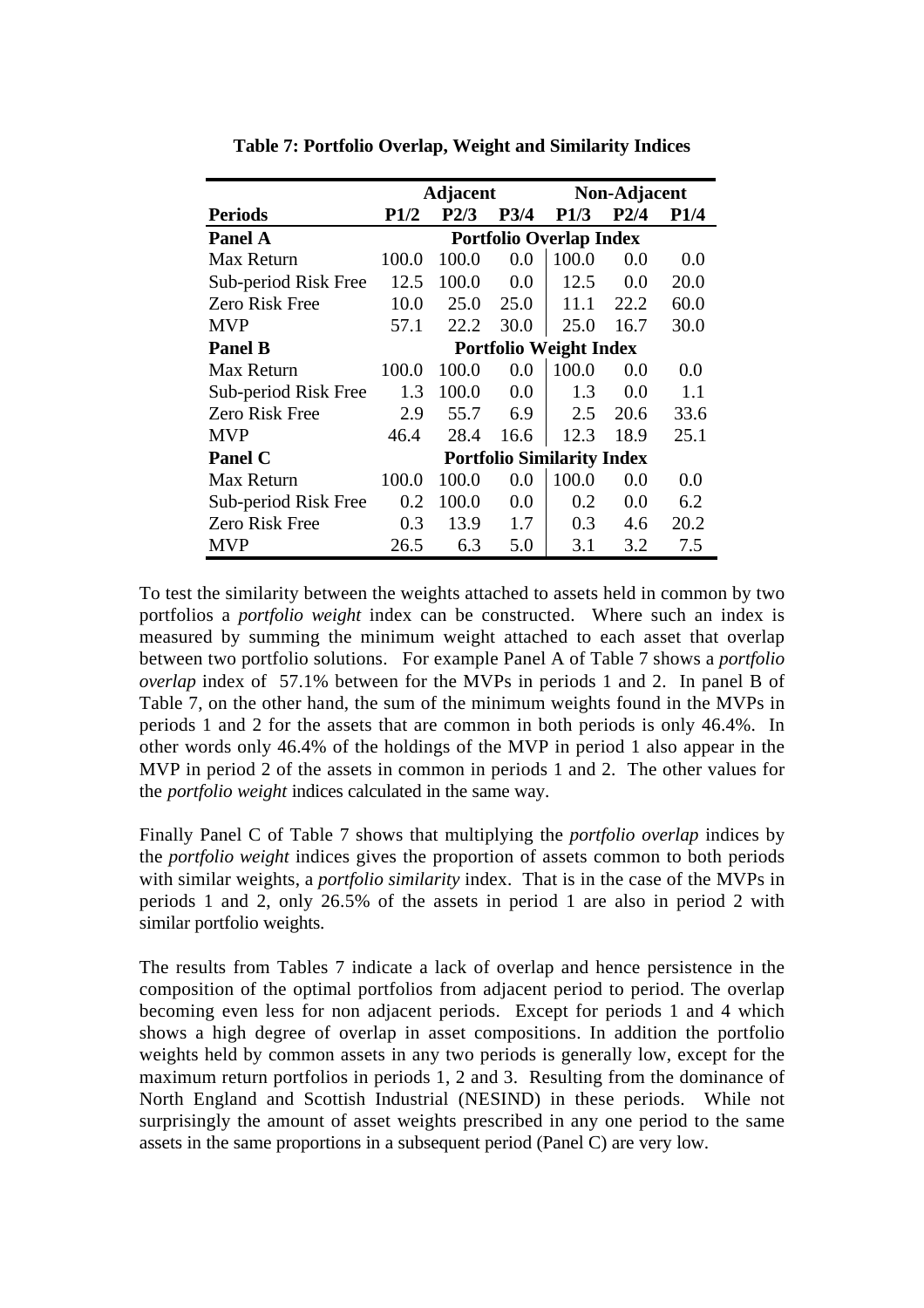**Table 7: Portfolio Overlap, Weight and Similarity Indices**

| | Adjacent | | | Non-Adjacent | | |
|---|---|---|---|---|---|---|
| **Periods** | **P1/2** | **P2/3** | **P3/4** | **P1/3** | **P2/4** | **P1/4** |
| **Panel A** | **Portfolio Overlap Index** | | | | | |
| Max Return | 100.0 | 100.0 | 0.0 | 100.0 | 0.0 | 0.0 |
| Sub-period Risk Free | 12.5 | 100.0 | 0.0 | 12.5 | 0.0 | 20.0 |
| Zero Risk Free | 10.0 | 25.0 | 25.0 | 11.1 | 22.2 | 60.0 |
| MVP | 57.1 | 22.2 | 30.0 | 25.0 | 16.7 | 30.0 |
| **Panel B** | **Portfolio Weight Index** | | | | | |
| Max Return | 100.0 | 100.0 | 0.0 | 100.0 | 0.0 | 0.0 |
| Sub-period Risk Free | 1.3 | 100.0 | 0.0 | 1.3 | 0.0 | 1.1 |
| Zero Risk Free | 2.9 | 55.7 | 6.9 | 2.5 | 20.6 | 33.6 |
| MVP | 46.4 | 28.4 | 16.6 | 12.3 | 18.9 | 25.1 |
| **Panel C** | **Portfolio Similarity Index** | | | | | |
| Max Return | 100.0 | 100.0 | 0.0 | 100.0 | 0.0 | 0.0 |
| Sub-period Risk Free | 0.2 | 100.0 | 0.0 | 0.2 | 0.0 | 6.2 |
| Zero Risk Free | 0.3 | 13.9 | 1.7 | 0.3 | 4.6 | 20.2 |
| MVP | 26.5 | 6.3 | 5.0 | 3.1 | 3.2 | 7.5 |

To test the similarity between the weights attached to assets held in common by two portfolios a *portfolio weight* index can be constructed. Where such an index is measured by summing the minimum weight attached to each asset that overlap between two portfolio solutions. For example Panel A of Table 7 shows a *portfolio overlap* index of 57.1% between for the MVPs in periods 1 and 2. In panel B of Table 7, on the other hand, the sum of the minimum weights found in the MVPs in periods 1 and 2 for the assets that are common in both periods is only 46.4%. In other words only 46.4% of the holdings of the MVP in period 1 also appear in the MVP in period 2 of the assets in common in periods 1 and 2. The other values for the *portfolio weight* indices calculated in the same way.

Finally Panel C of Table 7 shows that multiplying the *portfolio overlap* indices by the *portfolio weight* indices gives the proportion of assets common to both periods with similar weights, a *portfolio similarity* index. That is in the case of the MVPs in periods 1 and 2, only 26.5% of the assets in period 1 are also in period 2 with similar portfolio weights.

The results from Tables 7 indicate a lack of overlap and hence persistence in the composition of the optimal portfolios from adjacent period to period. The overlap becoming even less for non adjacent periods. Except for periods 1 and 4 which shows a high degree of overlap in asset compositions. In addition the portfolio weights held by common assets in any two periods is generally low, except for the maximum return portfolios in periods 1, 2 and 3. Resulting from the dominance of North England and Scottish Industrial (NESIND) in these periods. While not surprisingly the amount of asset weights prescribed in any one period to the same assets in the same proportions in a subsequent period (Panel C) are very low.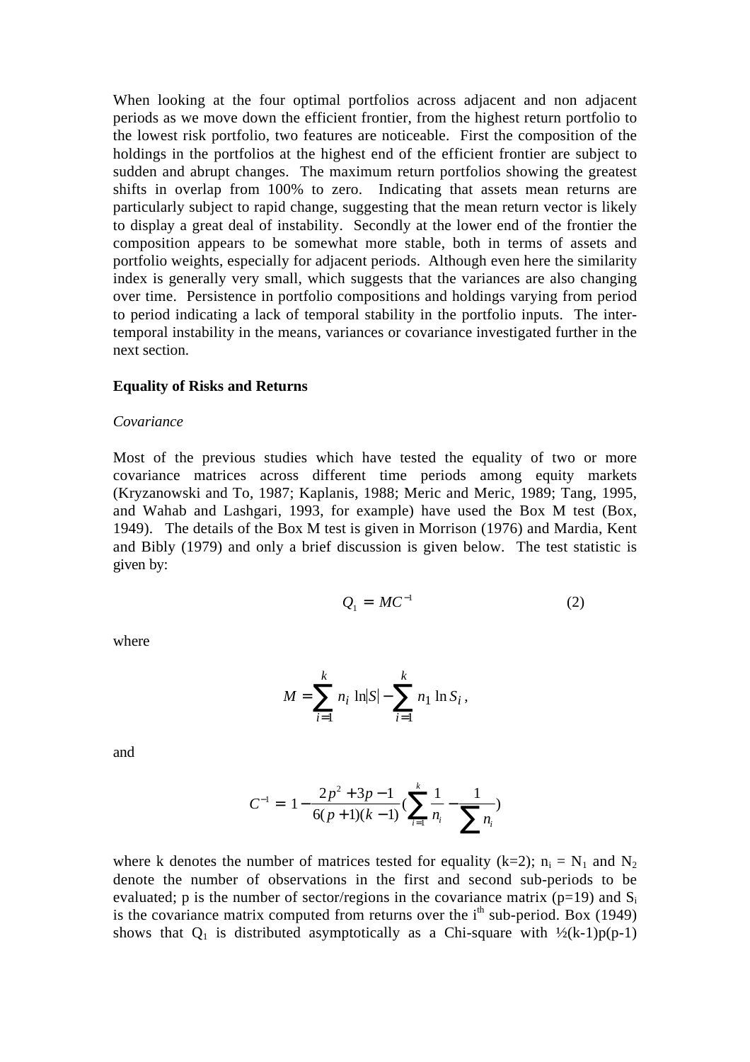When looking at the four optimal portfolios across adjacent and non adjacent periods as we move down the efficient frontier, from the highest return portfolio to the lowest risk portfolio, two features are noticeable. First the composition of the holdings in the portfolios at the highest end of the efficient frontier are subject to sudden and abrupt changes. The maximum return portfolios showing the greatest shifts in overlap from 100% to zero. Indicating that assets mean returns are particularly subject to rapid change, suggesting that the mean return vector is likely to display a great deal of instability. Secondly at the lower end of the frontier the composition appears to be somewhat more stable, both in terms of assets and portfolio weights, especially for adjacent periods. Although even here the similarity index is generally very small, which suggests that the variances are also changing over time. Persistence in portfolio compositions and holdings varying from period to period indicating a lack of temporal stability in the portfolio inputs. The inter-temporal instability in the means, variances or covariance investigated further in the next section.

**Equality of Risks and Returns**

*Covariance*

Most of the previous studies which have tested the equality of two or more covariance matrices across different time periods among equity markets (Kryzanowski and To, 1987; Kaplanis, 1988; Meric and Meric, 1989; Tang, 1995, and Wahab and Lashgari, 1993, for example) have used the Box M test (Box, 1949). The details of the Box M test is given in Morrison (1976) and Mardia, Kent and Bibly (1979) and only a brief discussion is given below. The test statistic is given by:

$$Q_1 = MC^{-1} \tag{2}$$

where

$$M = \sum_{i=1}^{k} n_i \ln|S| - \sum_{i=1}^{k} n_1 \ln S_i ,$$

and

$$C^{-1} = 1 - \frac{2p^2 + 3p - 1}{6(p+1)(k-1)} \left( \sum_{i=1}^{k} \frac{1}{n_i} - \frac{1}{\sum n_i} \right)$$

where k denotes the number of matrices tested for equality (k=2); $n_i$ = $N_1$ and $N_2$ denote the number of observations in the first and second sub-periods to be evaluated; p is the number of sector/regions in the covariance matrix (p=19) and $S_i$ is the covariance matrix computed from returns over the $i^{th}$ sub-period. Box (1949) shows that $Q_1$ is distributed asymptotically as a Chi-square with ½(k-1)p(p-1)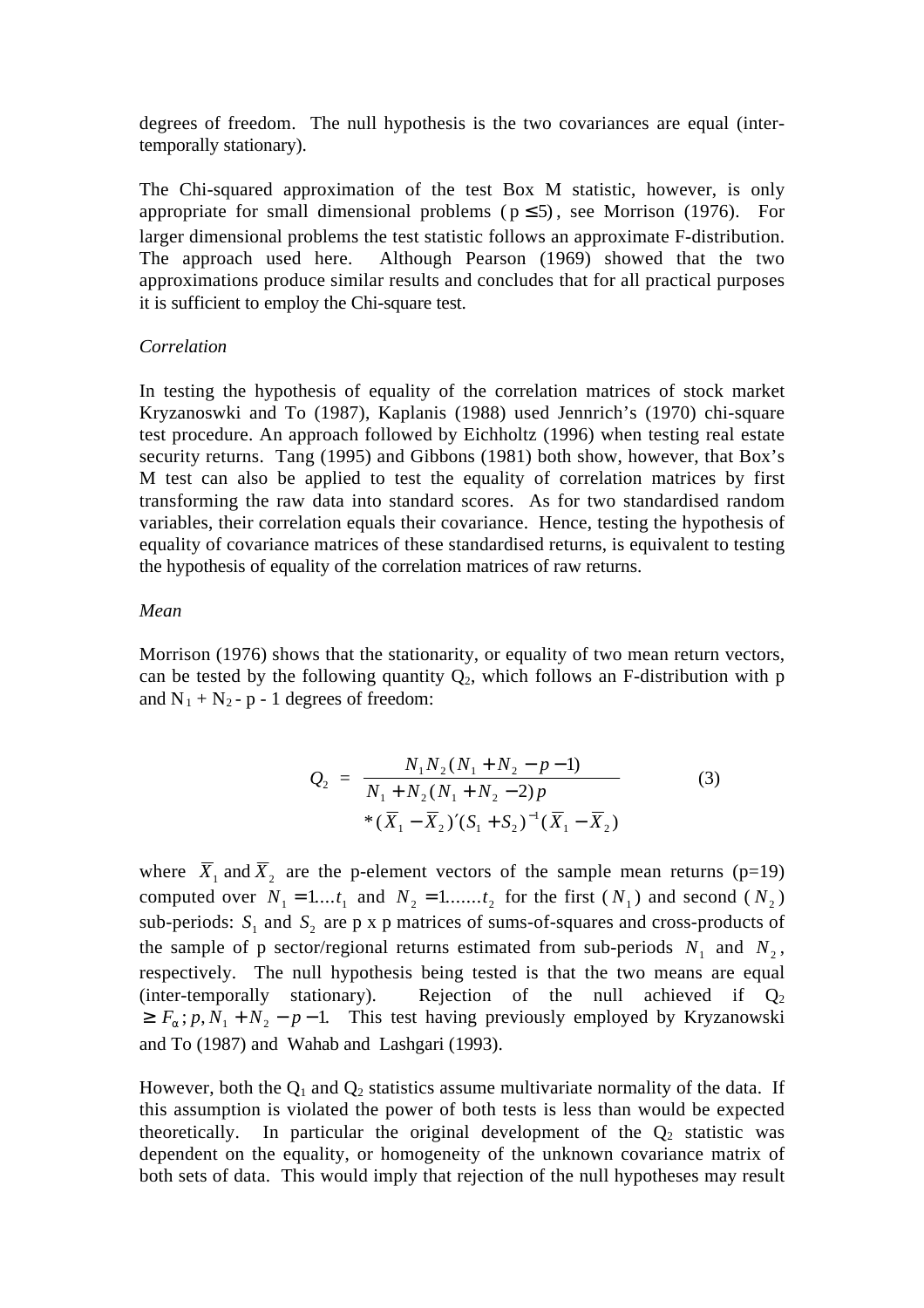degrees of freedom. The null hypothesis is the two covariances are equal (inter-temporally stationary).

The Chi-squared approximation of the test Box M statistic, however, is only appropriate for small dimensional problems ($p \leq 5$), see Morrison (1976). For larger dimensional problems the test statistic follows an approximate F-distribution. The approach used here. Although Pearson (1969) showed that the two approximations produce similar results and concludes that for all practical purposes it is sufficient to employ the Chi-square test.

*Correlation*

In testing the hypothesis of equality of the correlation matrices of stock market Kryzanoswki and To (1987), Kaplanis (1988) used Jennrich's (1970) chi-square test procedure. An approach followed by Eichholtz (1996) when testing real estate security returns. Tang (1995) and Gibbons (1981) both show, however, that Box's M test can also be applied to test the equality of correlation matrices by first transforming the raw data into standard scores. As for two standardised random variables, their correlation equals their covariance. Hence, testing the hypothesis of equality of covariance matrices of these standardised returns, is equivalent to testing the hypothesis of equality of the correlation matrices of raw returns.

*Mean*

Morrison (1976) shows that the stationarity, or equality of two mean return vectors, can be tested by the following quantity $Q_2$, which follows an F-distribution with p and $N_1 + N_2 - p - 1$ degrees of freedom:

$$Q_2 = \frac{N_1 N_2 (N_1 + N_2 - p - 1)}{N_1 + N_2 (N_1 + N_2 - 2) p} * (\overline{X}_1 - \overline{X}_2)' (S_1 + S_2)^{-1} (\overline{X}_1 - \overline{X}_2) \qquad (3)$$

where $\overline{X}_1$ and $\overline{X}_2$ are the p-element vectors of the sample mean returns (p=19) computed over $N_1 = 1....t_1$ and $N_2 = 1.......t_2$ for the first ($N_1$) and second ($N_2$) sub-periods: $S_1$ and $S_2$ are p x p matrices of sums-of-squares and cross-products of the sample of p sector/regional returns estimated from sub-periods $N_1$ and $N_2$, respectively. The null hypothesis being tested is that the two means are equal (inter-temporally stationary). Rejection of the null achieved if $Q_2 \geq F_\alpha; p, N_1 + N_2 - p - 1$. This test having previously employed by Kryzanowski and To (1987) and Wahab and Lashgari (1993).

However, both the $Q_1$ and $Q_2$ statistics assume multivariate normality of the data. If this assumption is violated the power of both tests is less than would be expected theoretically. In particular the original development of the $Q_2$ statistic was dependent on the equality, or homogeneity of the unknown covariance matrix of both sets of data. This would imply that rejection of the null hypotheses may result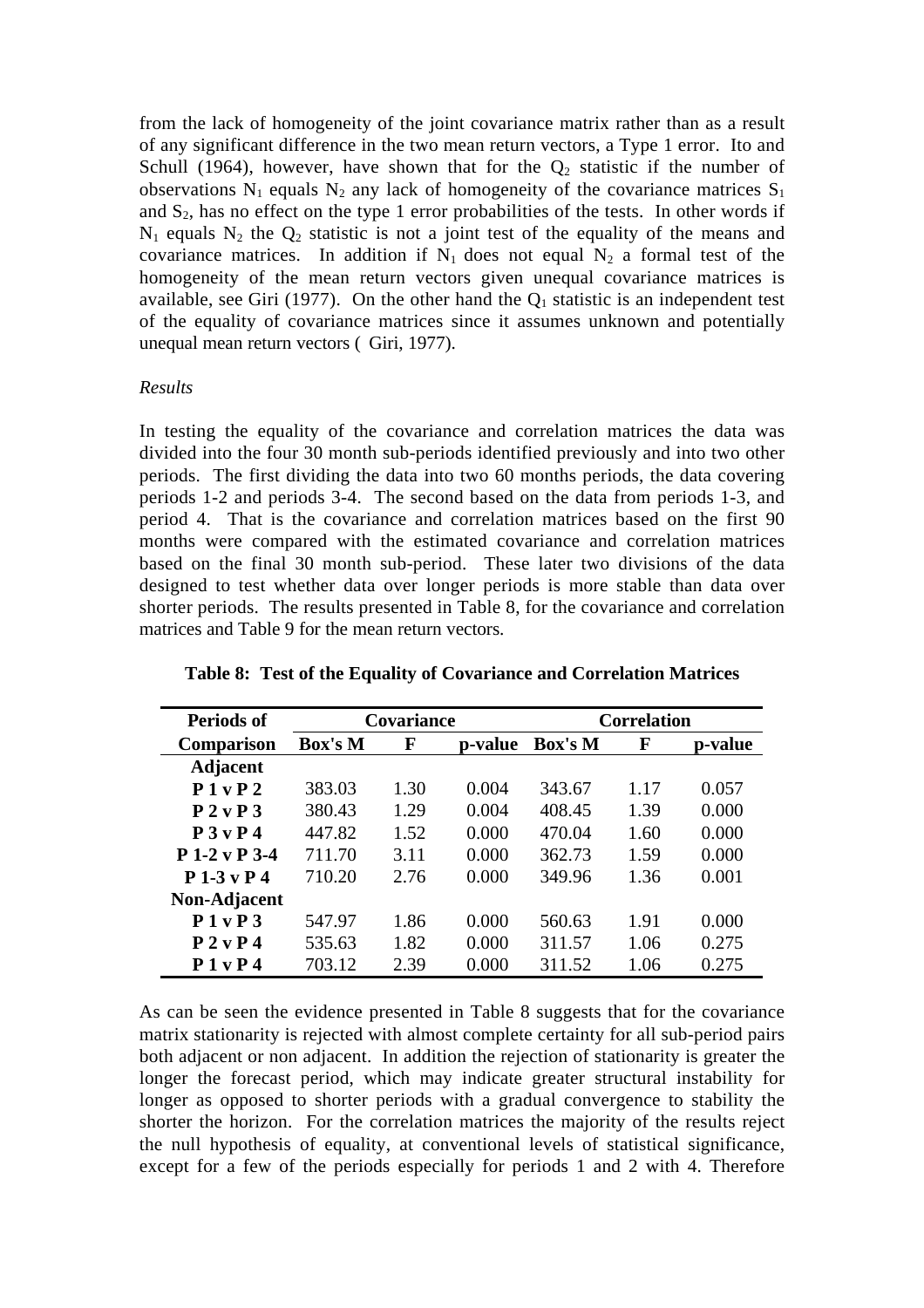from the lack of homogeneity of the joint covariance matrix rather than as a result of any significant difference in the two mean return vectors, a Type 1 error. Ito and Schull (1964), however, have shown that for the $Q_2$ statistic if the number of observations $N_1$ equals $N_2$ any lack of homogeneity of the covariance matrices $S_1$ and $S_2$, has no effect on the type 1 error probabilities of the tests. In other words if $N_1$ equals $N_2$ the $Q_2$ statistic is not a joint test of the equality of the means and covariance matrices. In addition if $N_1$ does not equal $N_2$ a formal test of the homogeneity of the mean return vectors given unequal covariance matrices is available, see Giri (1977). On the other hand the $Q_1$ statistic is an independent test of the equality of covariance matrices since it assumes unknown and potentially unequal mean return vectors ( Giri, 1977).

*Results*

In testing the equality of the covariance and correlation matrices the data was divided into the four 30 month sub-periods identified previously and into two other periods. The first dividing the data into two 60 months periods, the data covering periods 1-2 and periods 3-4. The second based on the data from periods 1-3, and period 4. That is the covariance and correlation matrices based on the first 90 months were compared with the estimated covariance and correlation matrices based on the final 30 month sub-period. These later two divisions of the data designed to test whether data over longer periods is more stable than data over shorter periods. The results presented in Table 8, for the covariance and correlation matrices and Table 9 for the mean return vectors.

**Table 8: Test of the Equality of Covariance and Correlation Matrices**

| **Periods of** | **Covariance** | | | **Correlation** | | |
|---|---|---|---|---|---|---|
| **Comparison** | **Box's M** | **F** | **p-value** | **Box's M** | **F** | **p-value** |
| **Adjacent** | | | | | | |
| **P 1 v P 2** | 383.03 | 1.30 | 0.004 | 343.67 | 1.17 | 0.057 |
| **P 2 v P 3** | 380.43 | 1.29 | 0.004 | 408.45 | 1.39 | 0.000 |
| **P 3 v P 4** | 447.82 | 1.52 | 0.000 | 470.04 | 1.60 | 0.000 |
| **P 1-2 v P 3-4** | 711.70 | 3.11 | 0.000 | 362.73 | 1.59 | 0.000 |
| **P 1-3 v P 4** | 710.20 | 2.76 | 0.000 | 349.96 | 1.36 | 0.001 |
| **Non-Adjacent** | | | | | | |
| **P 1 v P 3** | 547.97 | 1.86 | 0.000 | 560.63 | 1.91 | 0.000 |
| **P 2 v P 4** | 535.63 | 1.82 | 0.000 | 311.57 | 1.06 | 0.275 |
| **P 1 v P 4** | 703.12 | 2.39 | 0.000 | 311.52 | 1.06 | 0.275 |

As can be seen the evidence presented in Table 8 suggests that for the covariance matrix stationarity is rejected with almost complete certainty for all sub-period pairs both adjacent or non adjacent. In addition the rejection of stationarity is greater the longer the forecast period, which may indicate greater structural instability for longer as opposed to shorter periods with a gradual convergence to stability the shorter the horizon. For the correlation matrices the majority of the results reject the null hypothesis of equality, at conventional levels of statistical significance, except for a few of the periods especially for periods 1 and 2 with 4. Therefore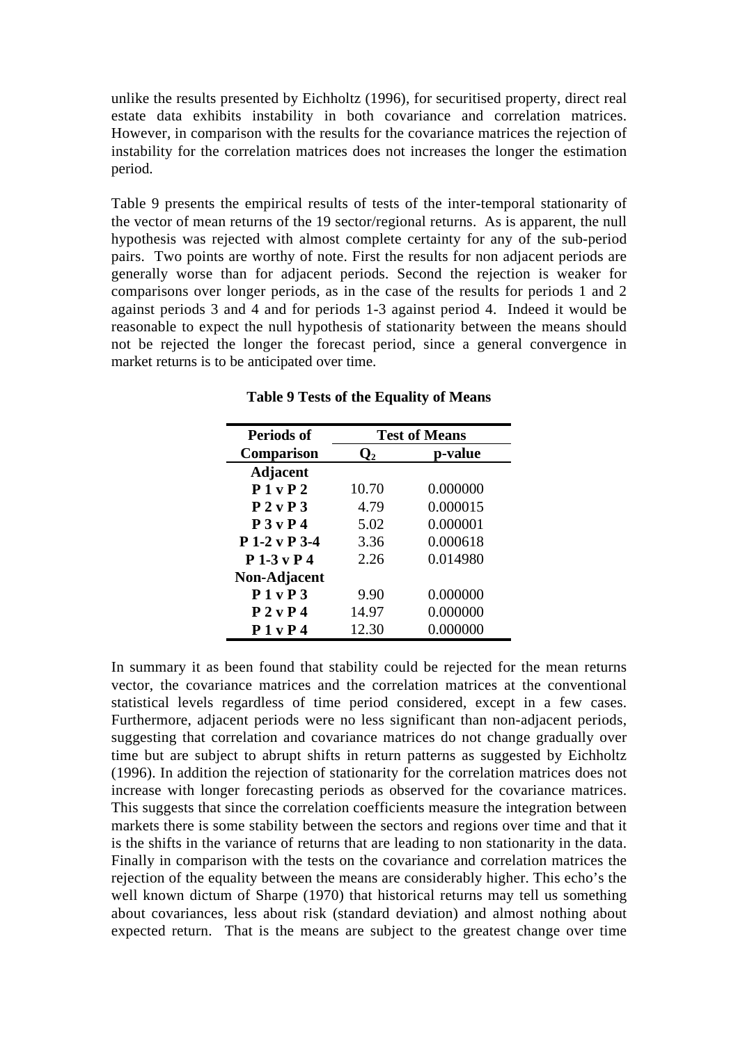unlike the results presented by Eichholtz (1996), for securitised property, direct real estate data exhibits instability in both covariance and correlation matrices. However, in comparison with the results for the covariance matrices the rejection of instability for the correlation matrices does not increases the longer the estimation period.

Table 9 presents the empirical results of tests of the inter-temporal stationarity of the vector of mean returns of the 19 sector/regional returns. As is apparent, the null hypothesis was rejected with almost complete certainty for any of the sub-period pairs. Two points are worthy of note. First the results for non adjacent periods are generally worse than for adjacent periods. Second the rejection is weaker for comparisons over longer periods, as in the case of the results for periods 1 and 2 against periods 3 and 4 and for periods 1-3 against period 4. Indeed it would be reasonable to expect the null hypothesis of stationarity between the means should not be rejected the longer the forecast period, since a general convergence in market returns is to be anticipated over time.

**Table 9 Tests of the Equality of Means**

| Periods of | Test of Means | |
|---|---|---|
| **Comparison** | $Q_2$ | **p-value** |
| **Adjacent** | | |
| **P 1 v P 2** | 10.70 | 0.000000 |
| **P 2 v P 3** | 4.79 | 0.000015 |
| **P 3 v P 4** | 5.02 | 0.000001 |
| **P 1-2 v P 3-4** | 3.36 | 0.000618 |
| **P 1-3 v P 4** | 2.26 | 0.014980 |
| **Non-Adjacent** | | |
| **P 1 v P 3** | 9.90 | 0.000000 |
| **P 2 v P 4** | 14.97 | 0.000000 |
| **P 1 v P 4** | 12.30 | 0.000000 |

In summary it as been found that stability could be rejected for the mean returns vector, the covariance matrices and the correlation matrices at the conventional statistical levels regardless of time period considered, except in a few cases. Furthermore, adjacent periods were no less significant than non-adjacent periods, suggesting that correlation and covariance matrices do not change gradually over time but are subject to abrupt shifts in return patterns as suggested by Eichholtz (1996). In addition the rejection of stationarity for the correlation matrices does not increase with longer forecasting periods as observed for the covariance matrices. This suggests that since the correlation coefficients measure the integration between markets there is some stability between the sectors and regions over time and that it is the shifts in the variance of returns that are leading to non stationarity in the data. Finally in comparison with the tests on the covariance and correlation matrices the rejection of the equality between the means are considerably higher. This echo's the well known dictum of Sharpe (1970) that historical returns may tell us something about covariances, less about risk (standard deviation) and almost nothing about expected return. That is the means are subject to the greatest change over time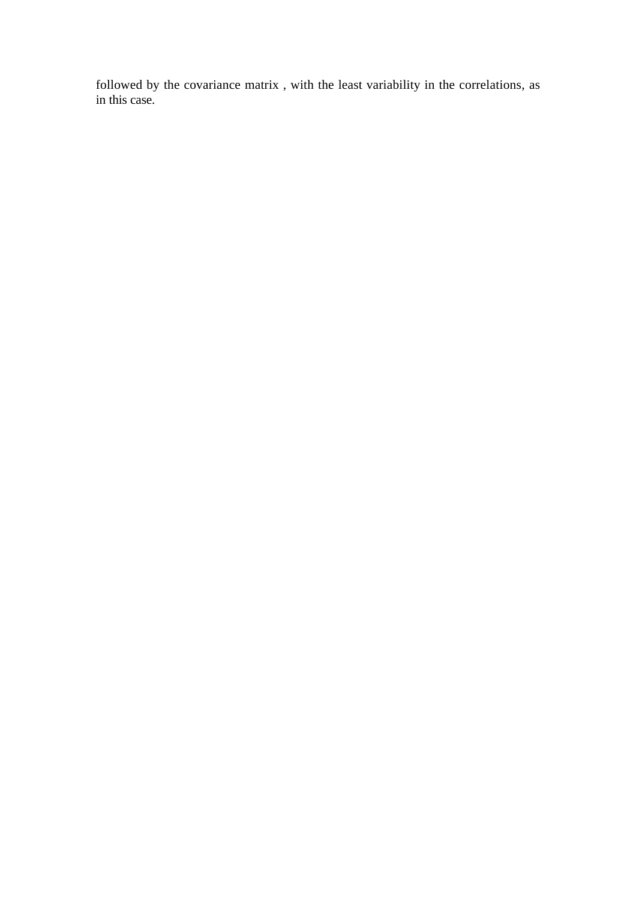followed by the covariance matrix , with the least variability in the correlations, as in this case.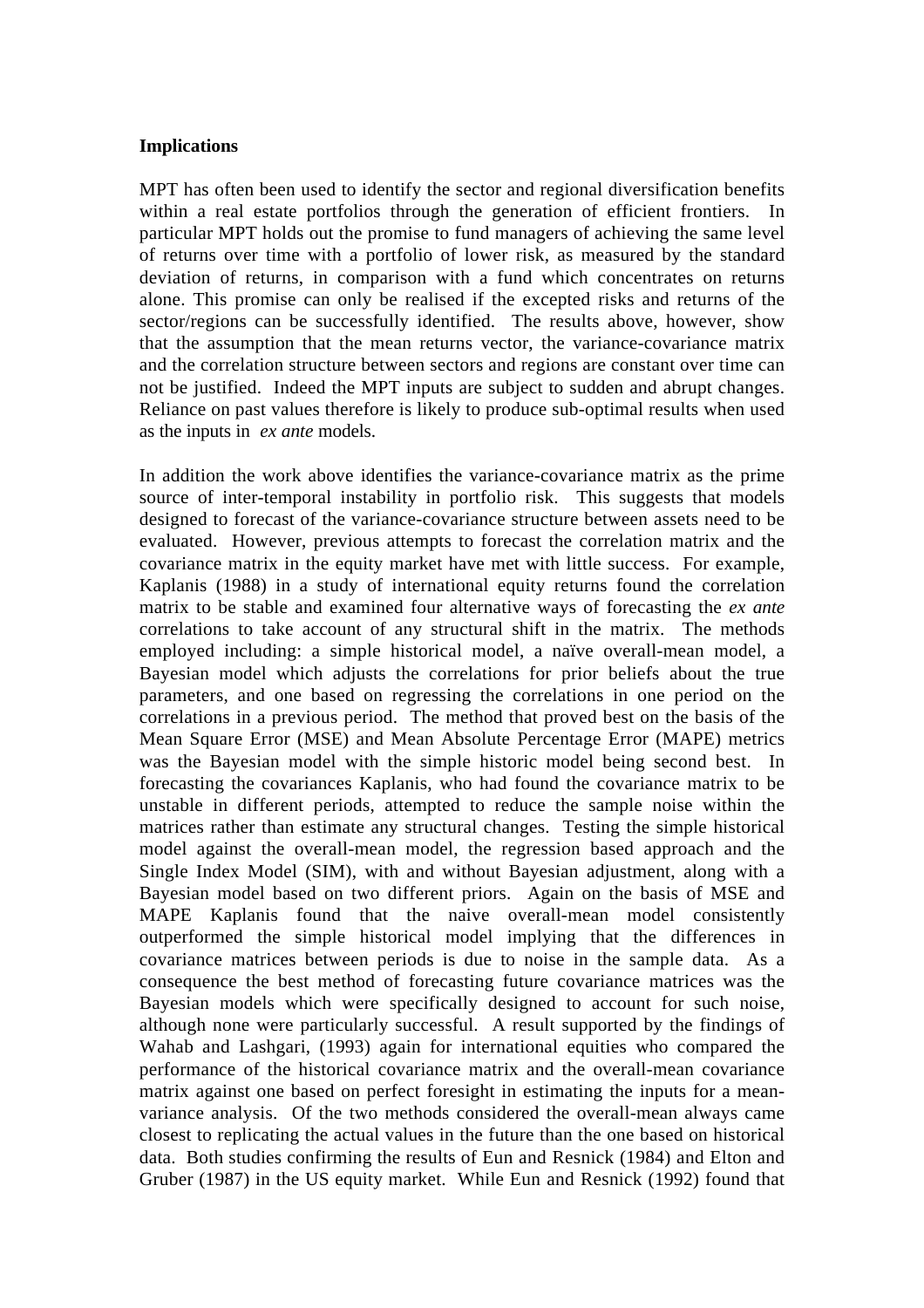**Implications**

MPT has often been used to identify the sector and regional diversification benefits within a real estate portfolios through the generation of efficient frontiers. In particular MPT holds out the promise to fund managers of achieving the same level of returns over time with a portfolio of lower risk, as measured by the standard deviation of returns, in comparison with a fund which concentrates on returns alone. This promise can only be realised if the excepted risks and returns of the sector/regions can be successfully identified. The results above, however, show that the assumption that the mean returns vector, the variance-covariance matrix and the correlation structure between sectors and regions are constant over time can not be justified. Indeed the MPT inputs are subject to sudden and abrupt changes. Reliance on past values therefore is likely to produce sub-optimal results when used as the inputs in *ex ante* models.

In addition the work above identifies the variance-covariance matrix as the prime source of inter-temporal instability in portfolio risk. This suggests that models designed to forecast of the variance-covariance structure between assets need to be evaluated. However, previous attempts to forecast the correlation matrix and the covariance matrix in the equity market have met with little success. For example, Kaplanis (1988) in a study of international equity returns found the correlation matrix to be stable and examined four alternative ways of forecasting the *ex ante* correlations to take account of any structural shift in the matrix. The methods employed including: a simple historical model, a naïve overall-mean model, a Bayesian model which adjusts the correlations for prior beliefs about the true parameters, and one based on regressing the correlations in one period on the correlations in a previous period. The method that proved best on the basis of the Mean Square Error (MSE) and Mean Absolute Percentage Error (MAPE) metrics was the Bayesian model with the simple historic model being second best. In forecasting the covariances Kaplanis, who had found the covariance matrix to be unstable in different periods, attempted to reduce the sample noise within the matrices rather than estimate any structural changes. Testing the simple historical model against the overall-mean model, the regression based approach and the Single Index Model (SIM), with and without Bayesian adjustment, along with a Bayesian model based on two different priors. Again on the basis of MSE and MAPE Kaplanis found that the naive overall-mean model consistently outperformed the simple historical model implying that the differences in covariance matrices between periods is due to noise in the sample data. As a consequence the best method of forecasting future covariance matrices was the Bayesian models which were specifically designed to account for such noise, although none were particularly successful. A result supported by the findings of Wahab and Lashgari, (1993) again for international equities who compared the performance of the historical covariance matrix and the overall-mean covariance matrix against one based on perfect foresight in estimating the inputs for a mean-variance analysis. Of the two methods considered the overall-mean always came closest to replicating the actual values in the future than the one based on historical data. Both studies confirming the results of Eun and Resnick (1984) and Elton and Gruber (1987) in the US equity market. While Eun and Resnick (1992) found that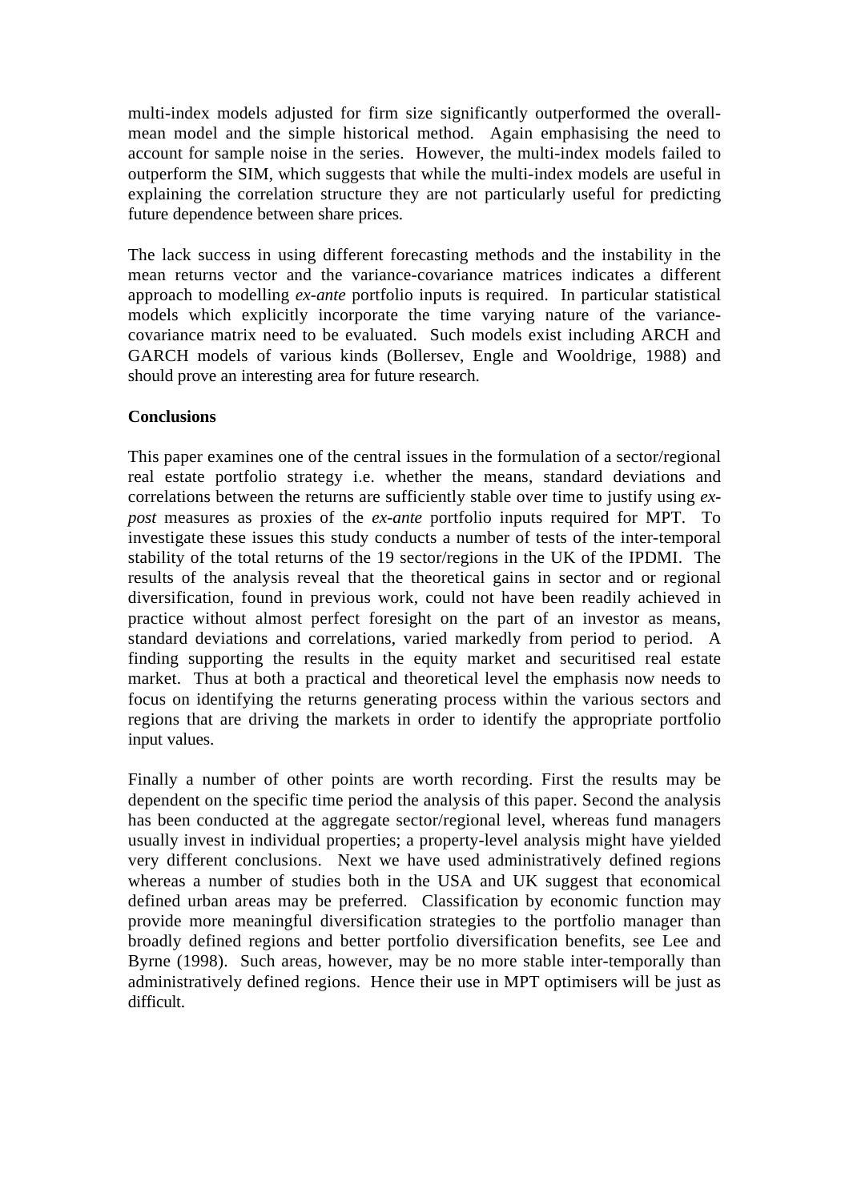multi-index models adjusted for firm size significantly outperformed the overall-mean model and the simple historical method. Again emphasising the need to account for sample noise in the series. However, the multi-index models failed to outperform the SIM, which suggests that while the multi-index models are useful in explaining the correlation structure they are not particularly useful for predicting future dependence between share prices.

The lack success in using different forecasting methods and the instability in the mean returns vector and the variance-covariance matrices indicates a different approach to modelling *ex-ante* portfolio inputs is required. In particular statistical models which explicitly incorporate the time varying nature of the variance-covariance matrix need to be evaluated. Such models exist including ARCH and GARCH models of various kinds (Bollersev, Engle and Wooldrige, 1988) and should prove an interesting area for future research.

**Conclusions**

This paper examines one of the central issues in the formulation of a sector/regional real estate portfolio strategy i.e. whether the means, standard deviations and correlations between the returns are sufficiently stable over time to justify using *ex-post* measures as proxies of the *ex-ante* portfolio inputs required for MPT. To investigate these issues this study conducts a number of tests of the inter-temporal stability of the total returns of the 19 sector/regions in the UK of the IPDMI. The results of the analysis reveal that the theoretical gains in sector and or regional diversification, found in previous work, could not have been readily achieved in practice without almost perfect foresight on the part of an investor as means, standard deviations and correlations, varied markedly from period to period. A finding supporting the results in the equity market and securitised real estate market. Thus at both a practical and theoretical level the emphasis now needs to focus on identifying the returns generating process within the various sectors and regions that are driving the markets in order to identify the appropriate portfolio input values.

Finally a number of other points are worth recording. First the results may be dependent on the specific time period the analysis of this paper. Second the analysis has been conducted at the aggregate sector/regional level, whereas fund managers usually invest in individual properties; a property-level analysis might have yielded very different conclusions. Next we have used administratively defined regions whereas a number of studies both in the USA and UK suggest that economical defined urban areas may be preferred. Classification by economic function may provide more meaningful diversification strategies to the portfolio manager than broadly defined regions and better portfolio diversification benefits, see Lee and Byrne (1998). Such areas, however, may be no more stable inter-temporally than administratively defined regions. Hence their use in MPT optimisers will be just as difficult.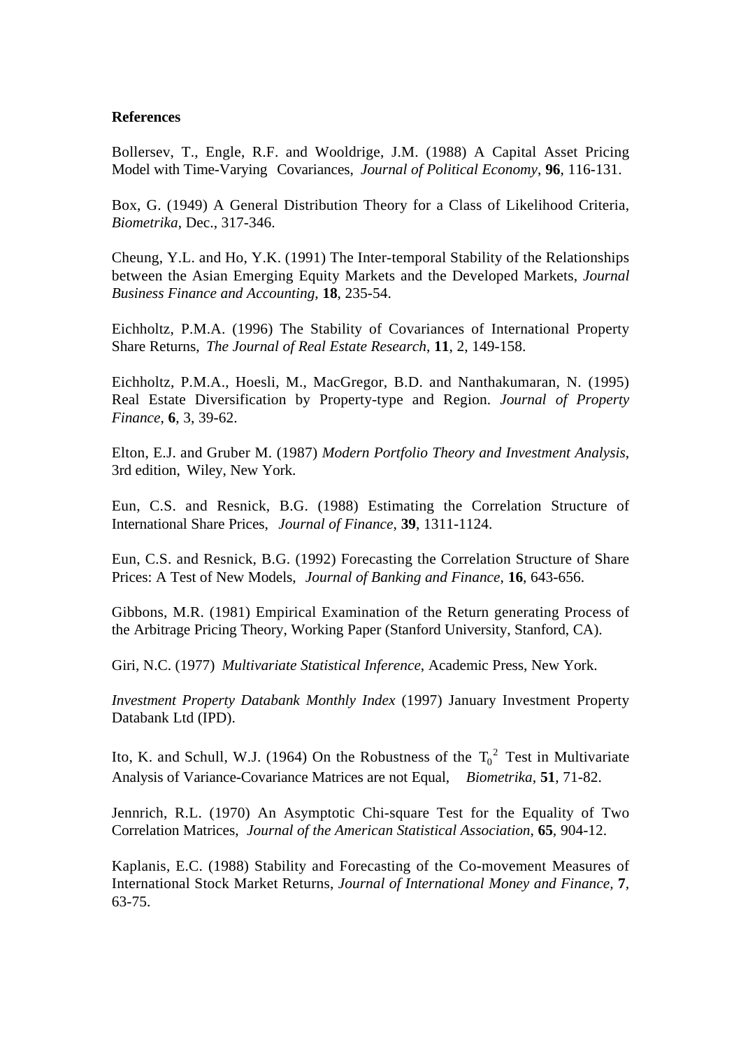**References**

Bollersev, T., Engle, R.F. and Wooldrige, J.M. (1988) A Capital Asset Pricing Model with Time-Varying Covariances, *Journal of Political Economy*, **96**, 116-131.

Box, G. (1949) A General Distribution Theory for a Class of Likelihood Criteria, *Biometrika*, Dec., 317-346.

Cheung, Y.L. and Ho, Y.K. (1991) The Inter-temporal Stability of the Relationships between the Asian Emerging Equity Markets and the Developed Markets, *Journal Business Finance and Accounting,* **18**, 235-54.

Eichholtz, P.M.A. (1996) The Stability of Covariances of International Property Share Returns, *The Journal of Real Estate Research*, **11**, 2, 149-158.

Eichholtz, P.M.A., Hoesli, M., MacGregor, B.D. and Nanthakumaran, N. (1995) Real Estate Diversification by Property-type and Region. *Journal of Property Finance*, **6**, 3, 39-62.

Elton, E.J. and Gruber M. (1987) *Modern Portfolio Theory and Investment Analysis*, 3rd edition, Wiley, New York.

Eun, C.S. and Resnick, B.G. (1988) Estimating the Correlation Structure of International Share Prices, *Journal of Finance*, **39**, 1311-1124.

Eun, C.S. and Resnick, B.G. (1992) Forecasting the Correlation Structure of Share Prices: A Test of New Models, *Journal of Banking and Finance*, **16**, 643-656.

Gibbons, M.R. (1981) Empirical Examination of the Return generating Process of the Arbitrage Pricing Theory, Working Paper (Stanford University, Stanford, CA).

Giri, N.C. (1977) *Multivariate Statistical Inference*, Academic Press, New York.

*Investment Property Databank Monthly Index* (1997) January Investment Property Databank Ltd (IPD).

Ito, K. and Schull, W.J. (1964) On the Robustness of the $T_0^2$ Test in Multivariate Analysis of Variance-Covariance Matrices are not Equal, *Biometrika*, **51**, 71-82.

Jennrich, R.L. (1970) An Asymptotic Chi-square Test for the Equality of Two Correlation Matrices, *Journal of the American Statistical Association*, **65**, 904-12.

Kaplanis, E.C. (1988) Stability and Forecasting of the Co-movement Measures of International Stock Market Returns, *Journal of International Money and Finance*, **7**, 63-75.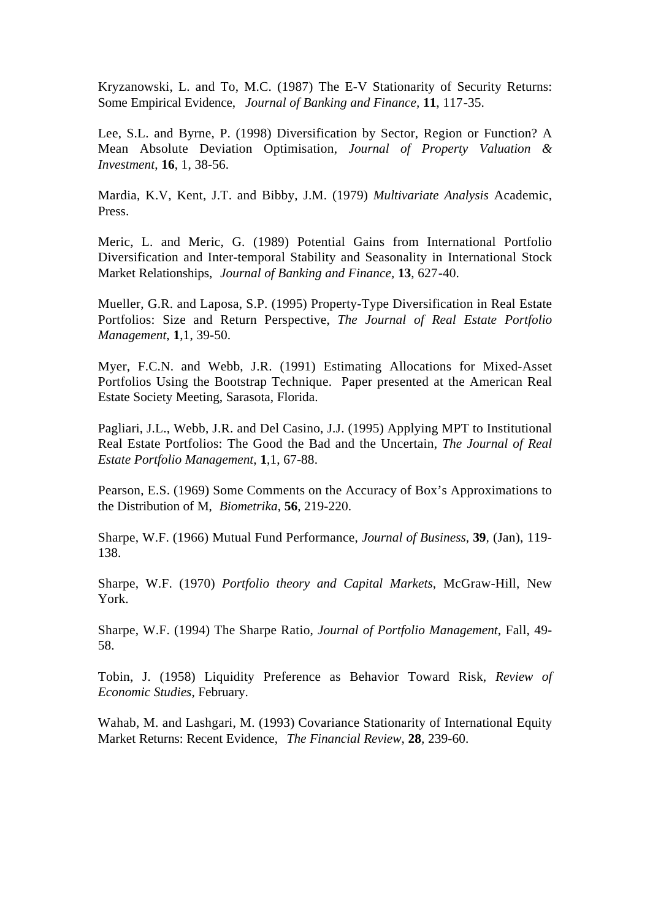Kryzanowski, L. and To, M.C. (1987) The E-V Stationarity of Security Returns: Some Empirical Evidence, *Journal of Banking and Finance,* **11**, 117-35.

Lee, S.L. and Byrne, P. (1998) Diversification by Sector, Region or Function? A Mean Absolute Deviation Optimisation, *Journal of Property Valuation & Investment*, **16**, 1, 38-56.

Mardia, K.V, Kent, J.T. and Bibby, J.M. (1979) *Multivariate Analysis* Academic, Press.

Meric, L. and Meric, G. (1989) Potential Gains from International Portfolio Diversification and Inter-temporal Stability and Seasonality in International Stock Market Relationships, *Journal of Banking and Finance,* **13**, 627-40.

Mueller, G.R. and Laposa, S.P. (1995) Property-Type Diversification in Real Estate Portfolios: Size and Return Perspective, *The Journal of Real Estate Portfolio Management*, **1**,1, 39-50.

Myer, F.C.N. and Webb, J.R. (1991) Estimating Allocations for Mixed-Asset Portfolios Using the Bootstrap Technique. Paper presented at the American Real Estate Society Meeting, Sarasota, Florida.

Pagliari, J.L., Webb, J.R. and Del Casino, J.J. (1995) Applying MPT to Institutional Real Estate Portfolios: The Good the Bad and the Uncertain, *The Journal of Real Estate Portfolio Management*, **1**,1, 67-88.

Pearson, E.S. (1969) Some Comments on the Accuracy of Box's Approximations to the Distribution of M, *Biometrika*, **56**, 219-220.

Sharpe, W.F. (1966) Mutual Fund Performance, *Journal of Business,* **39**, (Jan), 119-138.

Sharpe, W.F. (1970) *Portfolio theory and Capital Markets*, McGraw-Hill, New York.

Sharpe, W.F. (1994) The Sharpe Ratio, *Journal of Portfolio Management*, Fall, 49-58.

Tobin, J. (1958) Liquidity Preference as Behavior Toward Risk, *Review of Economic Studies*, February.

Wahab, M. and Lashgari, M. (1993) Covariance Stationarity of International Equity Market Returns: Recent Evidence, *The Financial Review*, **28**, 239-60.